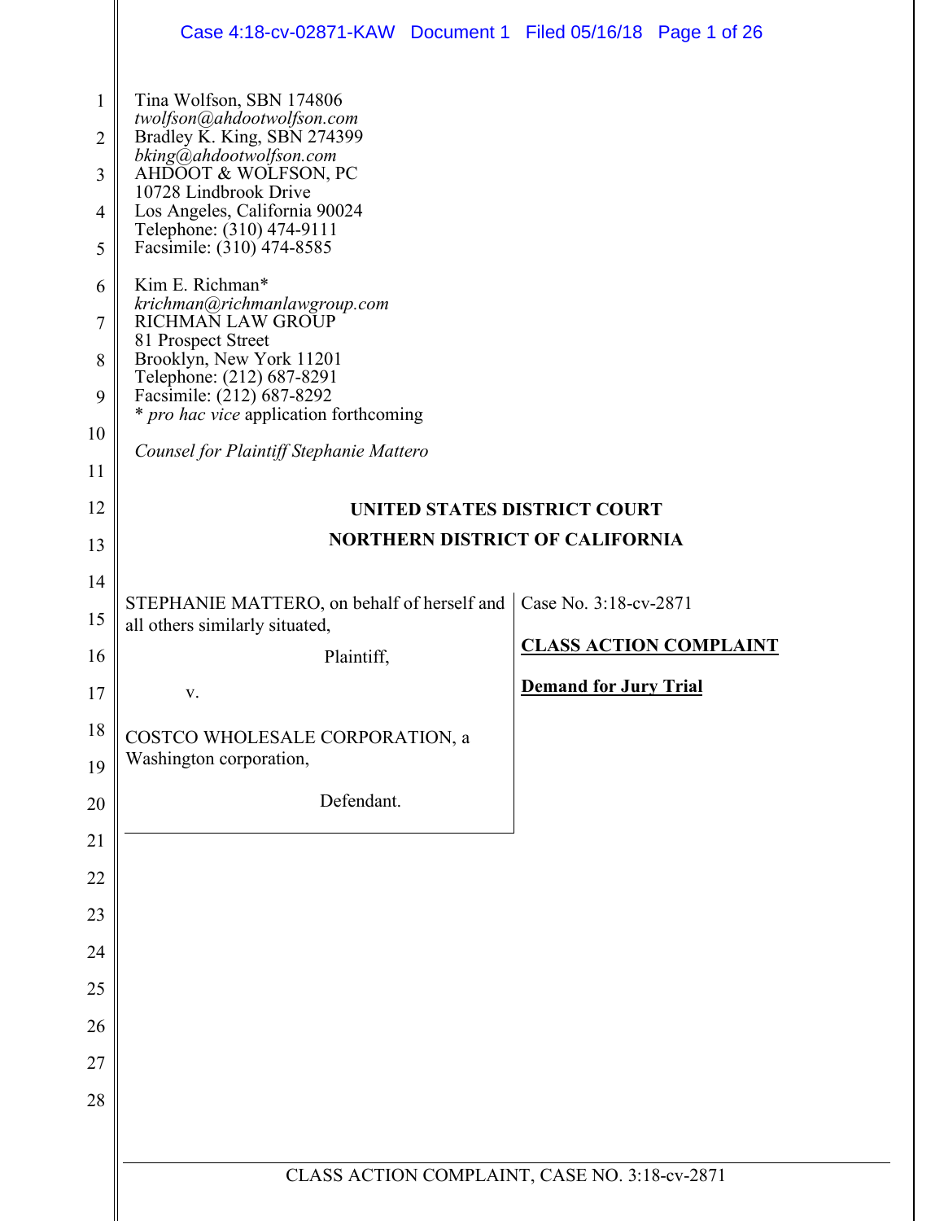Tina Wolfson, SBN 174806
*twolfson@ahdootwolfson.com*
Bradley K. King, SBN 274399
*bking@ahdootwolfson.com*
AHDOOT & WOLFSON, PC
10728 Lindbrook Drive
Los Angeles, California 90024
Telephone: (310) 474-9111
Facsimile: (310) 474-8585

Kim E. Richman*
*krichman@richmanlawgroup.com*
RICHMAN LAW GROUP
81 Prospect Street
Brooklyn, New York 11201
Telephone: (212) 687-8291
Facsimile: (212) 687-8292
\* *pro hac vice* application forthcoming

*Counsel for Plaintiff Stephanie Mattero*

**UNITED STATES DISTRICT COURT**

**NORTHERN DISTRICT OF CALIFORNIA**

| | |
|---|---|
| STEPHANIE MATTERO, on behalf of herself and all others similarly situated,<br><br>Plaintiff,<br><br>v.<br><br>COSTCO WHOLESALE CORPORATION, a Washington corporation,<br><br>Defendant. | Case No. 3:18-cv-2871<br><br>**CLASS ACTION COMPLAINT**<br><br>**Demand for Jury Trial** |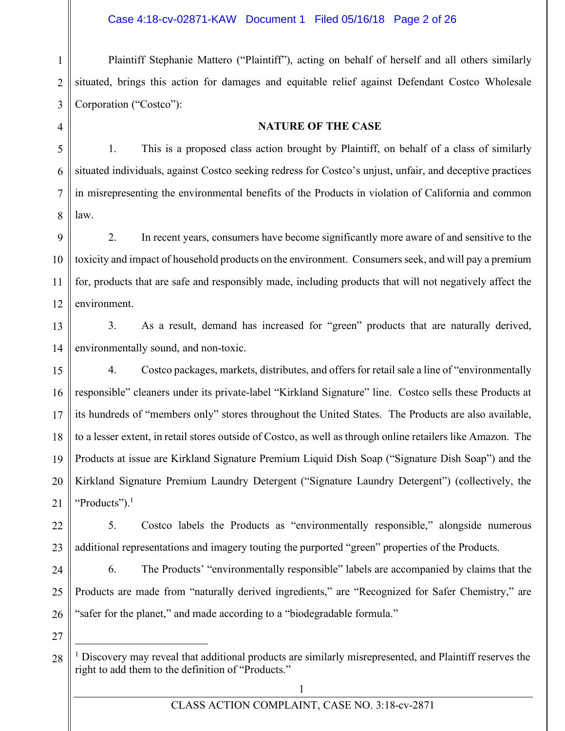Plaintiff Stephanie Mattero ("Plaintiff"), acting on behalf of herself and all others similarly situated, brings this action for damages and equitable relief against Defendant Costco Wholesale Corporation ("Costco"):

## NATURE OF THE CASE

1. This is a proposed class action brought by Plaintiff, on behalf of a class of similarly situated individuals, against Costco seeking redress for Costco's unjust, unfair, and deceptive practices in misrepresenting the environmental benefits of the Products in violation of California and common law.

2. In recent years, consumers have become significantly more aware of and sensitive to the toxicity and impact of household products on the environment. Consumers seek, and will pay a premium for, products that are safe and responsibly made, including products that will not negatively affect the environment.

3. As a result, demand has increased for "green" products that are naturally derived, environmentally sound, and non-toxic.

4. Costco packages, markets, distributes, and offers for retail sale a line of "environmentally responsible" cleaners under its private-label "Kirkland Signature" line. Costco sells these Products at its hundreds of "members only" stores throughout the United States. The Products are also available, to a lesser extent, in retail stores outside of Costco, as well as through online retailers like Amazon. The Products at issue are Kirkland Signature Premium Liquid Dish Soap ("Signature Dish Soap") and the Kirkland Signature Premium Laundry Detergent ("Signature Laundry Detergent") (collectively, the "Products").[1]

5. Costco labels the Products as "environmentally responsible," alongside numerous additional representations and imagery touting the purported "green" properties of the Products.

6. The Products' "environmentally responsible" labels are accompanied by claims that the Products are made from "naturally derived ingredients," are "Recognized for Safer Chemistry," are "safer for the planet," and made according to a "biodegradable formula."

---

[1] Discovery may reveal that additional products are similarly misrepresented, and Plaintiff reserves the right to add them to the definition of "Products."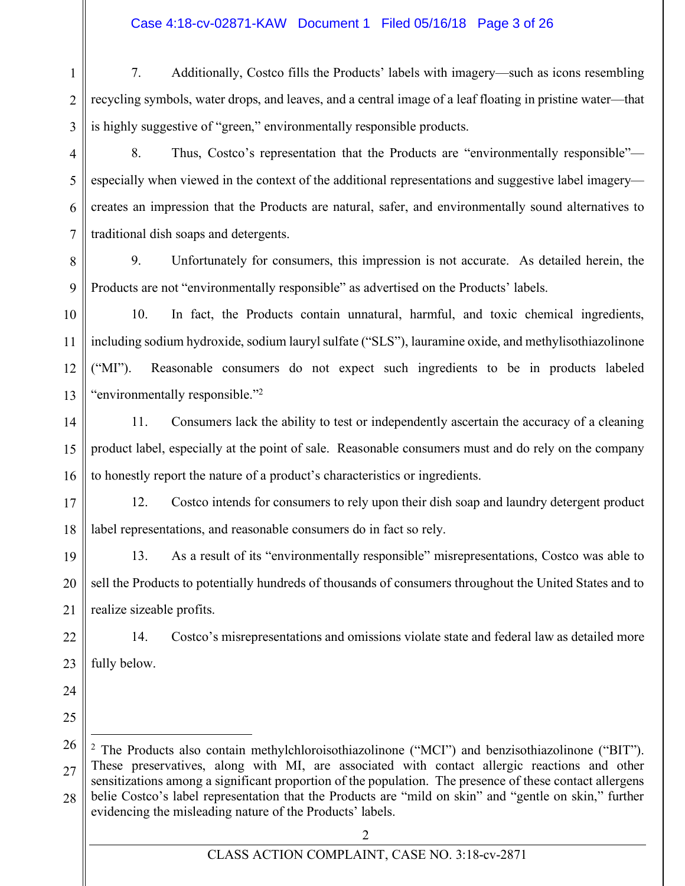7. Additionally, Costco fills the Products' labels with imagery—such as icons resembling recycling symbols, water drops, and leaves, and a central image of a leaf floating in pristine water—that is highly suggestive of "green," environmentally responsible products.

8. Thus, Costco's representation that the Products are "environmentally responsible"—especially when viewed in the context of the additional representations and suggestive label imagery—creates an impression that the Products are natural, safer, and environmentally sound alternatives to traditional dish soaps and detergents.

9. Unfortunately for consumers, this impression is not accurate. As detailed herein, the Products are not "environmentally responsible" as advertised on the Products' labels.

10. In fact, the Products contain unnatural, harmful, and toxic chemical ingredients, including sodium hydroxide, sodium lauryl sulfate ("SLS"), lauramine oxide, and methylisothiazolinone ("MI"). Reasonable consumers do not expect such ingredients to be in products labeled "environmentally responsible."[2]

11. Consumers lack the ability to test or independently ascertain the accuracy of a cleaning product label, especially at the point of sale. Reasonable consumers must and do rely on the company to honestly report the nature of a product's characteristics or ingredients.

12. Costco intends for consumers to rely upon their dish soap and laundry detergent product label representations, and reasonable consumers do in fact so rely.

13. As a result of its "environmentally responsible" misrepresentations, Costco was able to sell the Products to potentially hundreds of thousands of consumers throughout the United States and to realize sizeable profits.

14. Costco's misrepresentations and omissions violate state and federal law as detailed more fully below.

---

[2] The Products also contain methylchloroisothiazolinone ("MCI") and benzisothiazolinone ("BIT"). These preservatives, along with MI, are associated with contact allergic reactions and other sensitizations among a significant proportion of the population. The presence of these contact allergens belie Costco's label representation that the Products are "mild on skin" and "gentle on skin," further evidencing the misleading nature of the Products' labels.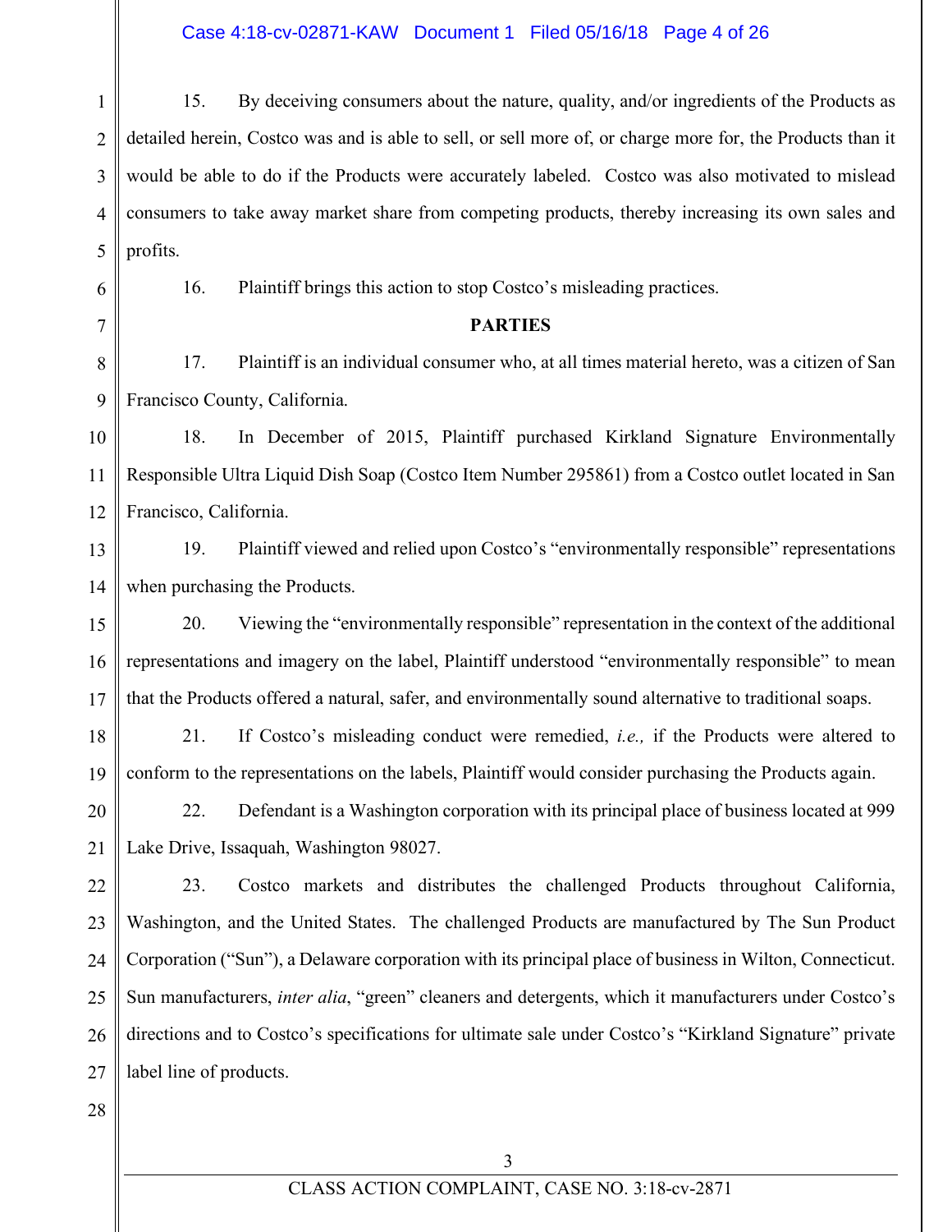15. By deceiving consumers about the nature, quality, and/or ingredients of the Products as detailed herein, Costco was and is able to sell, or sell more of, or charge more for, the Products than it would be able to do if the Products were accurately labeled. Costco was also motivated to mislead consumers to take away market share from competing products, thereby increasing its own sales and profits.

16. Plaintiff brings this action to stop Costco's misleading practices.

**PARTIES**

17. Plaintiff is an individual consumer who, at all times material hereto, was a citizen of San Francisco County, California.

18. In December of 2015, Plaintiff purchased Kirkland Signature Environmentally Responsible Ultra Liquid Dish Soap (Costco Item Number 295861) from a Costco outlet located in San Francisco, California.

19. Plaintiff viewed and relied upon Costco's "environmentally responsible" representations when purchasing the Products.

20. Viewing the "environmentally responsible" representation in the context of the additional representations and imagery on the label, Plaintiff understood "environmentally responsible" to mean that the Products offered a natural, safer, and environmentally sound alternative to traditional soaps.

21. If Costco's misleading conduct were remedied, *i.e.,* if the Products were altered to conform to the representations on the labels, Plaintiff would consider purchasing the Products again.

22. Defendant is a Washington corporation with its principal place of business located at 999 Lake Drive, Issaquah, Washington 98027.

23. Costco markets and distributes the challenged Products throughout California, Washington, and the United States. The challenged Products are manufactured by The Sun Product Corporation ("Sun"), a Delaware corporation with its principal place of business in Wilton, Connecticut. Sun manufacturers, *inter alia*, "green" cleaners and detergents, which it manufacturers under Costco's directions and to Costco's specifications for ultimate sale under Costco's "Kirkland Signature" private label line of products.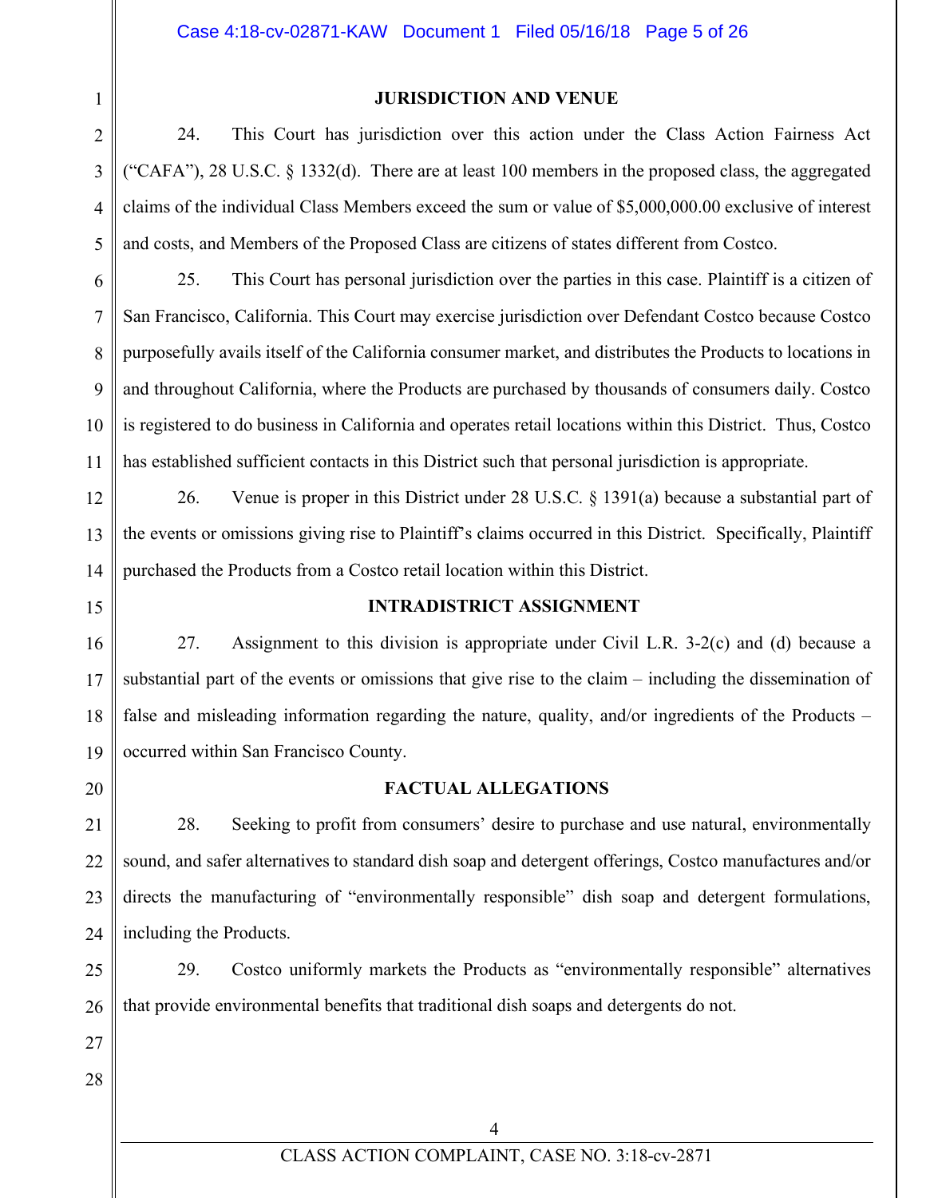## JURISDICTION AND VENUE

24. This Court has jurisdiction over this action under the Class Action Fairness Act ("CAFA"), 28 U.S.C. § 1332(d). There are at least 100 members in the proposed class, the aggregated claims of the individual Class Members exceed the sum or value of $5,000,000.00 exclusive of interest and costs, and Members of the Proposed Class are citizens of states different from Costco.

25. This Court has personal jurisdiction over the parties in this case. Plaintiff is a citizen of San Francisco, California. This Court may exercise jurisdiction over Defendant Costco because Costco purposefully avails itself of the California consumer market, and distributes the Products to locations in and throughout California, where the Products are purchased by thousands of consumers daily. Costco is registered to do business in California and operates retail locations within this District. Thus, Costco has established sufficient contacts in this District such that personal jurisdiction is appropriate.

26. Venue is proper in this District under 28 U.S.C. § 1391(a) because a substantial part of the events or omissions giving rise to Plaintiff's claims occurred in this District. Specifically, Plaintiff purchased the Products from a Costco retail location within this District.

## INTRADISTRICT ASSIGNMENT

27. Assignment to this division is appropriate under Civil L.R. 3-2(c) and (d) because a substantial part of the events or omissions that give rise to the claim – including the dissemination of false and misleading information regarding the nature, quality, and/or ingredients of the Products – occurred within San Francisco County.

## FACTUAL ALLEGATIONS

28. Seeking to profit from consumers' desire to purchase and use natural, environmentally sound, and safer alternatives to standard dish soap and detergent offerings, Costco manufactures and/or directs the manufacturing of "environmentally responsible" dish soap and detergent formulations, including the Products.

29. Costco uniformly markets the Products as "environmentally responsible" alternatives that provide environmental benefits that traditional dish soaps and detergents do not.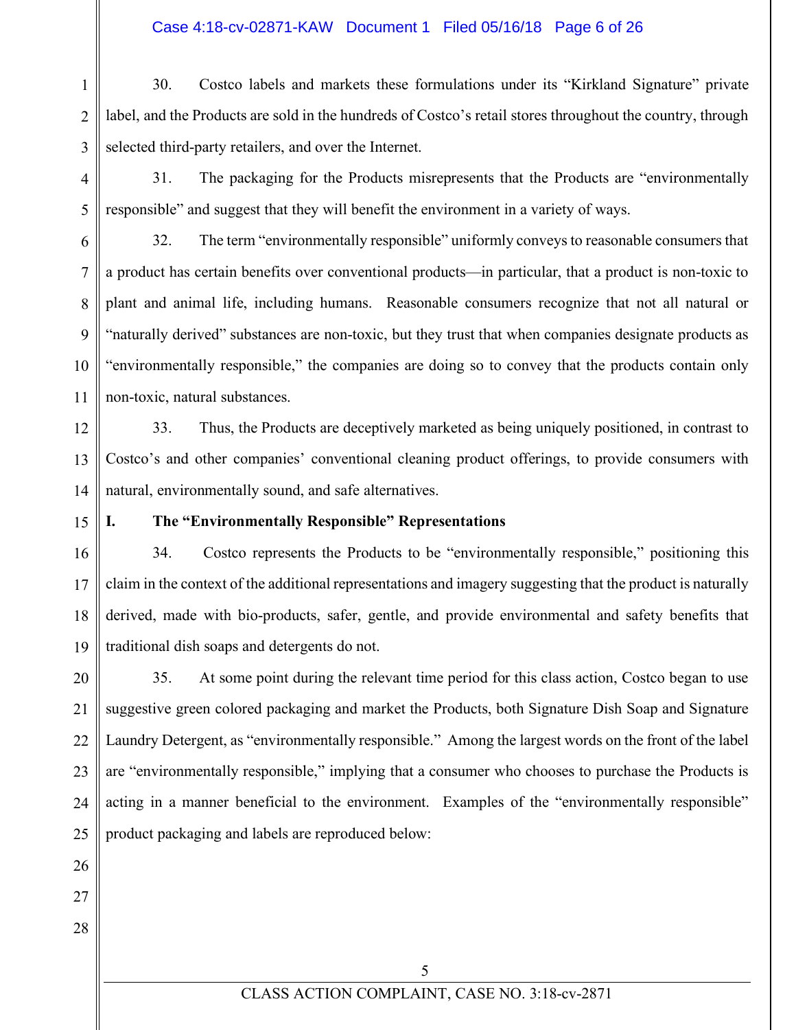30. Costco labels and markets these formulations under its "Kirkland Signature" private label, and the Products are sold in the hundreds of Costco's retail stores throughout the country, through selected third-party retailers, and over the Internet.

31. The packaging for the Products misrepresents that the Products are "environmentally responsible" and suggest that they will benefit the environment in a variety of ways.

32. The term "environmentally responsible" uniformly conveys to reasonable consumers that a product has certain benefits over conventional products—in particular, that a product is non-toxic to plant and animal life, including humans. Reasonable consumers recognize that not all natural or "naturally derived" substances are non-toxic, but they trust that when companies designate products as "environmentally responsible," the companies are doing so to convey that the products contain only non-toxic, natural substances.

33. Thus, the Products are deceptively marketed as being uniquely positioned, in contrast to Costco's and other companies' conventional cleaning product offerings, to provide consumers with natural, environmentally sound, and safe alternatives.

## I. The "Environmentally Responsible" Representations

34. Costco represents the Products to be "environmentally responsible," positioning this claim in the context of the additional representations and imagery suggesting that the product is naturally derived, made with bio-products, safer, gentle, and provide environmental and safety benefits that traditional dish soaps and detergents do not.

35. At some point during the relevant time period for this class action, Costco began to use suggestive green colored packaging and market the Products, both Signature Dish Soap and Signature Laundry Detergent, as "environmentally responsible." Among the largest words on the front of the label are "environmentally responsible," implying that a consumer who chooses to purchase the Products is acting in a manner beneficial to the environment. Examples of the "environmentally responsible" product packaging and labels are reproduced below: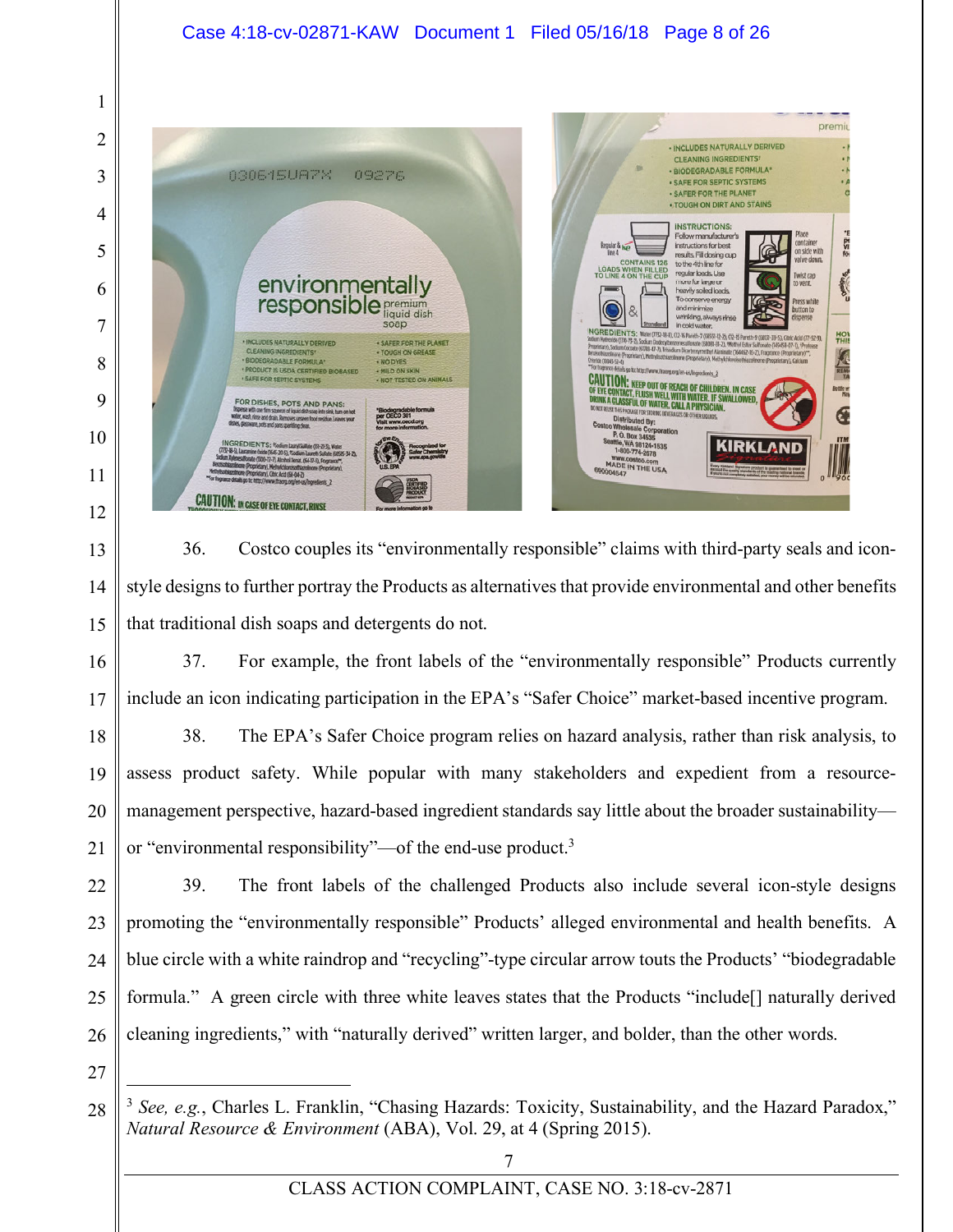36. Costco couples its "environmentally responsible" claims with third-party seals and icon-style designs to further portray the Products as alternatives that provide environmental and other benefits that traditional dish soaps and detergents do not.

37. For example, the front labels of the "environmentally responsible" Products currently include an icon indicating participation in the EPA's "Safer Choice" market-based incentive program.

38. The EPA's Safer Choice program relies on hazard analysis, rather than risk analysis, to assess product safety. While popular with many stakeholders and expedient from a resource-management perspective, hazard-based ingredient standards say little about the broader sustainability—or "environmental responsibility"—of the end-use product.[3]

39. The front labels of the challenged Products also include several icon-style designs promoting the "environmentally responsible" Products' alleged environmental and health benefits. A blue circle with a white raindrop and "recycling"-type circular arrow touts the Products' "biodegradable formula." A green circle with three white leaves states that the Products "include[] naturally derived cleaning ingredients," with "naturally derived" written larger, and bolder, than the other words.

---

[3] *See, e.g.*, Charles L. Franklin, "Chasing Hazards: Toxicity, Sustainability, and the Hazard Paradox," *Natural Resource & Environment* (ABA), Vol. 29, at 4 (Spring 2015).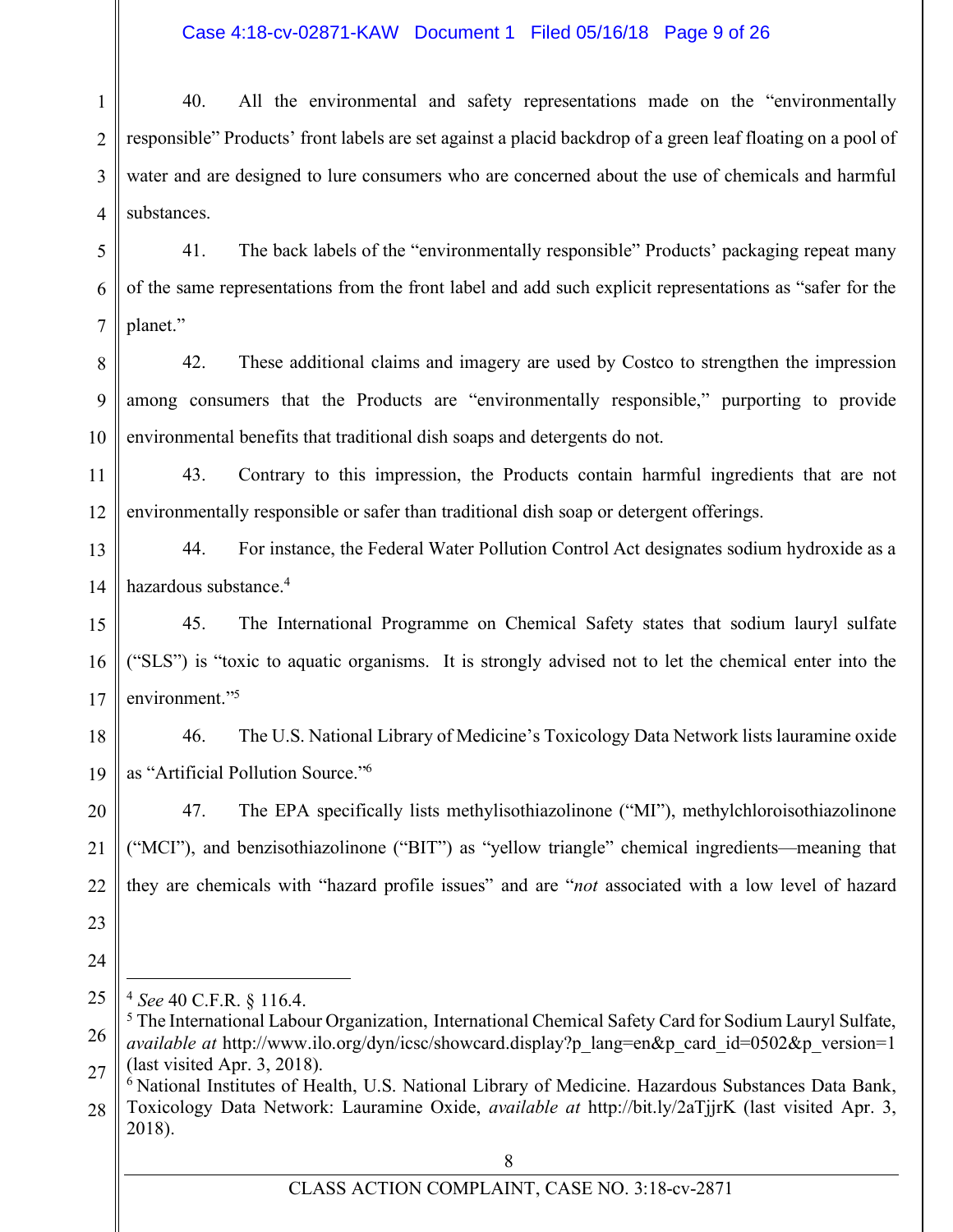40. All the environmental and safety representations made on the "environmentally responsible" Products' front labels are set against a placid backdrop of a green leaf floating on a pool of water and are designed to lure consumers who are concerned about the use of chemicals and harmful substances.

41. The back labels of the "environmentally responsible" Products' packaging repeat many of the same representations from the front label and add such explicit representations as "safer for the planet."

42. These additional claims and imagery are used by Costco to strengthen the impression among consumers that the Products are "environmentally responsible," purporting to provide environmental benefits that traditional dish soaps and detergents do not.

43. Contrary to this impression, the Products contain harmful ingredients that are not environmentally responsible or safer than traditional dish soap or detergent offerings.

44. For instance, the Federal Water Pollution Control Act designates sodium hydroxide as a hazardous substance.[4]

45. The International Programme on Chemical Safety states that sodium lauryl sulfate ("SLS") is "toxic to aquatic organisms. It is strongly advised not to let the chemical enter into the environment."[5]

46. The U.S. National Library of Medicine's Toxicology Data Network lists lauramine oxide as "Artificial Pollution Source."[6]

47. The EPA specifically lists methylisothiazolinone ("MI"), methylchloroisothiazolinone ("MCI"), and benzisothiazolinone ("BIT") as "yellow triangle" chemical ingredients—meaning that they are chemicals with "hazard profile issues" and are "*not* associated with a low level of hazard

---

[4] *See* 40 C.F.R. § 116.4.

[5] The International Labour Organization, International Chemical Safety Card for Sodium Lauryl Sulfate, *available at* http://www.ilo.org/dyn/icsc/showcard.display?p_lang=en&p_card_id=0502&p_version=1 (last visited Apr. 3, 2018).

[6] National Institutes of Health, U.S. National Library of Medicine. Hazardous Substances Data Bank, Toxicology Data Network: Lauramine Oxide, *available at* http://bit.ly/2aTjjrK (last visited Apr. 3, 2018).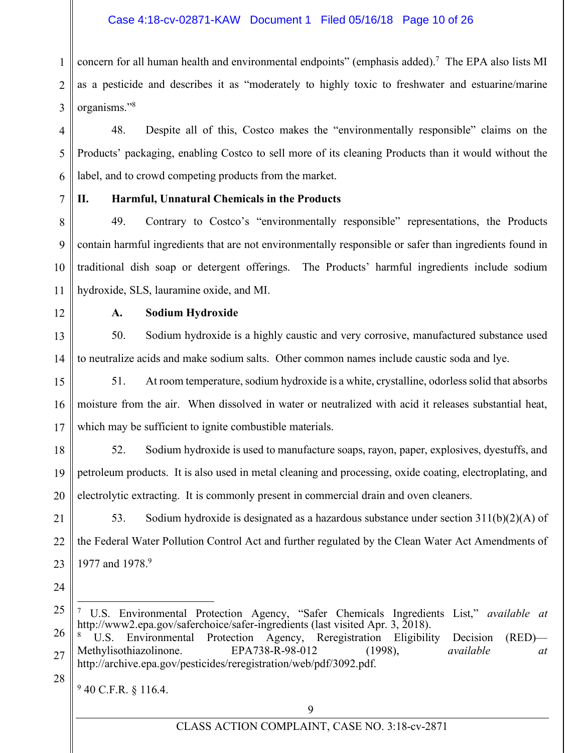concern for all human health and environmental endpoints" (emphasis added).[7] The EPA also lists MI as a pesticide and describes it as "moderately to highly toxic to freshwater and estuarine/marine organisms."[8]

48. Despite all of this, Costco makes the "environmentally responsible" claims on the Products' packaging, enabling Costco to sell more of its cleaning Products than it would without the label, and to crowd competing products from the market.

## II. Harmful, Unnatural Chemicals in the Products

49. Contrary to Costco's "environmentally responsible" representations, the Products contain harmful ingredients that are not environmentally responsible or safer than ingredients found in traditional dish soap or detergent offerings. The Products' harmful ingredients include sodium hydroxide, SLS, lauramine oxide, and MI.

### A. Sodium Hydroxide

50. Sodium hydroxide is a highly caustic and very corrosive, manufactured substance used to neutralize acids and make sodium salts. Other common names include caustic soda and lye.

51. At room temperature, sodium hydroxide is a white, crystalline, odorless solid that absorbs moisture from the air. When dissolved in water or neutralized with acid it releases substantial heat, which may be sufficient to ignite combustible materials.

52. Sodium hydroxide is used to manufacture soaps, rayon, paper, explosives, dyestuffs, and petroleum products. It is also used in metal cleaning and processing, oxide coating, electroplating, and electrolytic extracting. It is commonly present in commercial drain and oven cleaners.

53. Sodium hydroxide is designated as a hazardous substance under section 311(b)(2)(A) of the Federal Water Pollution Control Act and further regulated by the Clean Water Act Amendments of 1977 and 1978.[9]

---

[7] U.S. Environmental Protection Agency, "Safer Chemicals Ingredients List," *available at* http://www2.epa.gov/saferchoice/safer-ingredients (last visited Apr. 3, 2018).

[8] U.S. Environmental Protection Agency, Reregistration Eligibility Decision (RED)—Methylisothiazolinone. EPA738-R-98-012 (1998), *available at* http://archive.epa.gov/pesticides/reregistration/web/pdf/3092.pdf.

[9] 40 C.F.R. § 116.4.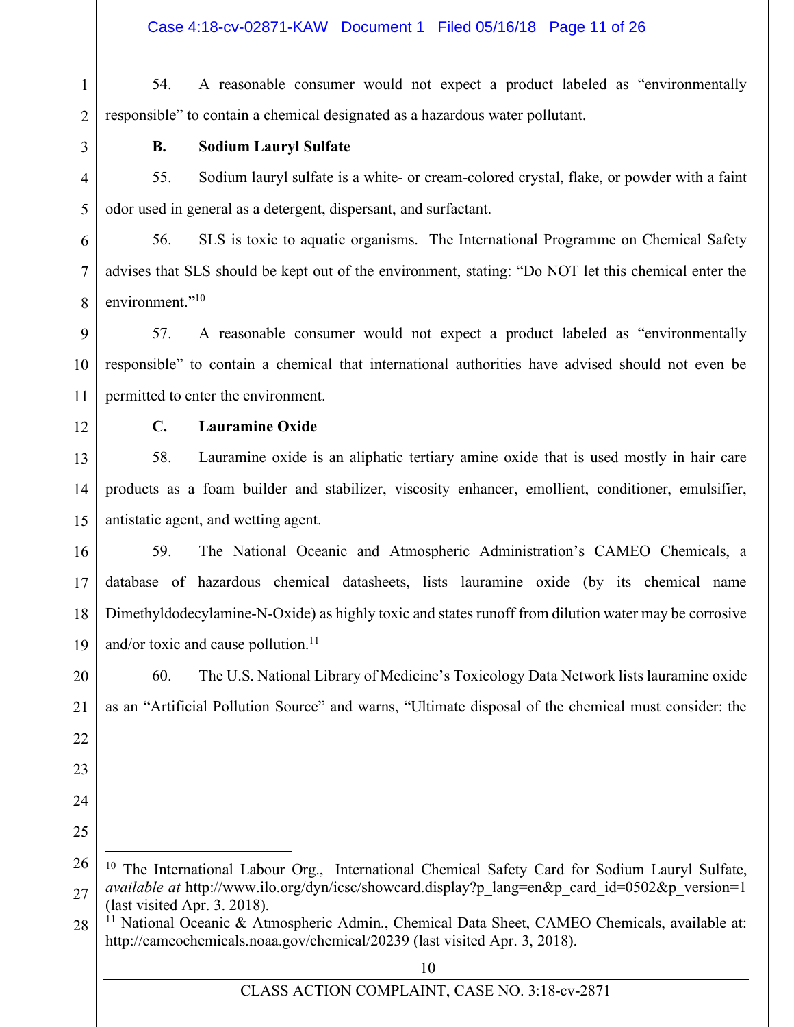54. A reasonable consumer would not expect a product labeled as "environmentally responsible" to contain a chemical designated as a hazardous water pollutant.

### B. Sodium Lauryl Sulfate

55. Sodium lauryl sulfate is a white- or cream-colored crystal, flake, or powder with a faint odor used in general as a detergent, dispersant, and surfactant.

56. SLS is toxic to aquatic organisms. The International Programme on Chemical Safety advises that SLS should be kept out of the environment, stating: "Do NOT let this chemical enter the environment."[10]

57. A reasonable consumer would not expect a product labeled as "environmentally responsible" to contain a chemical that international authorities have advised should not even be permitted to enter the environment.

### C. Lauramine Oxide

58. Lauramine oxide is an aliphatic tertiary amine oxide that is used mostly in hair care products as a foam builder and stabilizer, viscosity enhancer, emollient, conditioner, emulsifier, antistatic agent, and wetting agent.

59. The National Oceanic and Atmospheric Administration's CAMEO Chemicals, a database of hazardous chemical datasheets, lists lauramine oxide (by its chemical name Dimethyldodecylamine-N-Oxide) as highly toxic and states runoff from dilution water may be corrosive and/or toxic and cause pollution.[11]

60. The U.S. National Library of Medicine's Toxicology Data Network lists lauramine oxide as an "Artificial Pollution Source" and warns, "Ultimate disposal of the chemical must consider: the

---

[10] The International Labour Org., International Chemical Safety Card for Sodium Lauryl Sulfate, *available at* http://www.ilo.org/dyn/icsc/showcard.display?p_lang=en&p_card_id=0502&p_version=1 (last visited Apr. 3. 2018).

[11] National Oceanic & Atmospheric Admin., Chemical Data Sheet, CAMEO Chemicals, available at: http://cameochemicals.noaa.gov/chemical/20239 (last visited Apr. 3, 2018).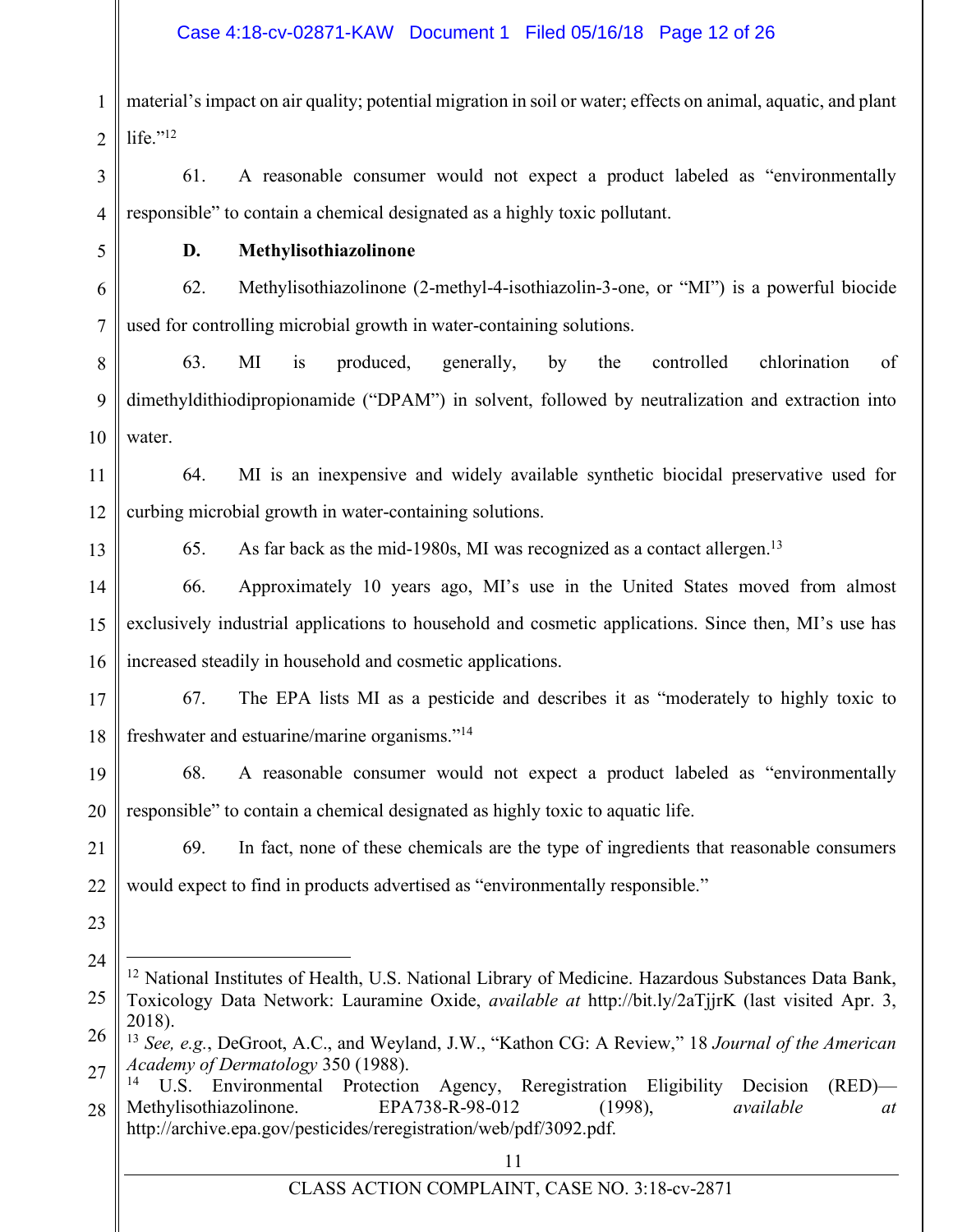material's impact on air quality; potential migration in soil or water; effects on animal, aquatic, and plant life."[12]

61. A reasonable consumer would not expect a product labeled as "environmentally responsible" to contain a chemical designated as a highly toxic pollutant.

**D. Methylisothiazolinone**

62. Methylisothiazolinone (2-methyl-4-isothiazolin-3-one, or "MI") is a powerful biocide used for controlling microbial growth in water-containing solutions.

63. MI is produced, generally, by the controlled chlorination of dimethyldithiodipropionamide ("DPAM") in solvent, followed by neutralization and extraction into water.

64. MI is an inexpensive and widely available synthetic biocidal preservative used for curbing microbial growth in water-containing solutions.

65. As far back as the mid-1980s, MI was recognized as a contact allergen.[13]

66. Approximately 10 years ago, MI's use in the United States moved from almost exclusively industrial applications to household and cosmetic applications. Since then, MI's use has increased steadily in household and cosmetic applications.

67. The EPA lists MI as a pesticide and describes it as "moderately to highly toxic to freshwater and estuarine/marine organisms."[14]

68. A reasonable consumer would not expect a product labeled as "environmentally responsible" to contain a chemical designated as highly toxic to aquatic life.

69. In fact, none of these chemicals are the type of ingredients that reasonable consumers would expect to find in products advertised as "environmentally responsible."

---

[12] National Institutes of Health, U.S. National Library of Medicine. Hazardous Substances Data Bank, Toxicology Data Network: Lauramine Oxide, *available at* http://bit.ly/2aTjjrK (last visited Apr. 3, 2018).

[13] *See, e.g.*, DeGroot, A.C., and Weyland, J.W., "Kathon CG: A Review," 18 *Journal of the American Academy of Dermatology* 350 (1988).

[14] U.S. Environmental Protection Agency, Reregistration Eligibility Decision (RED)—Methylisothiazolinone. EPA738-R-98-012 (1998), *available at* http://archive.epa.gov/pesticides/reregistration/web/pdf/3092.pdf.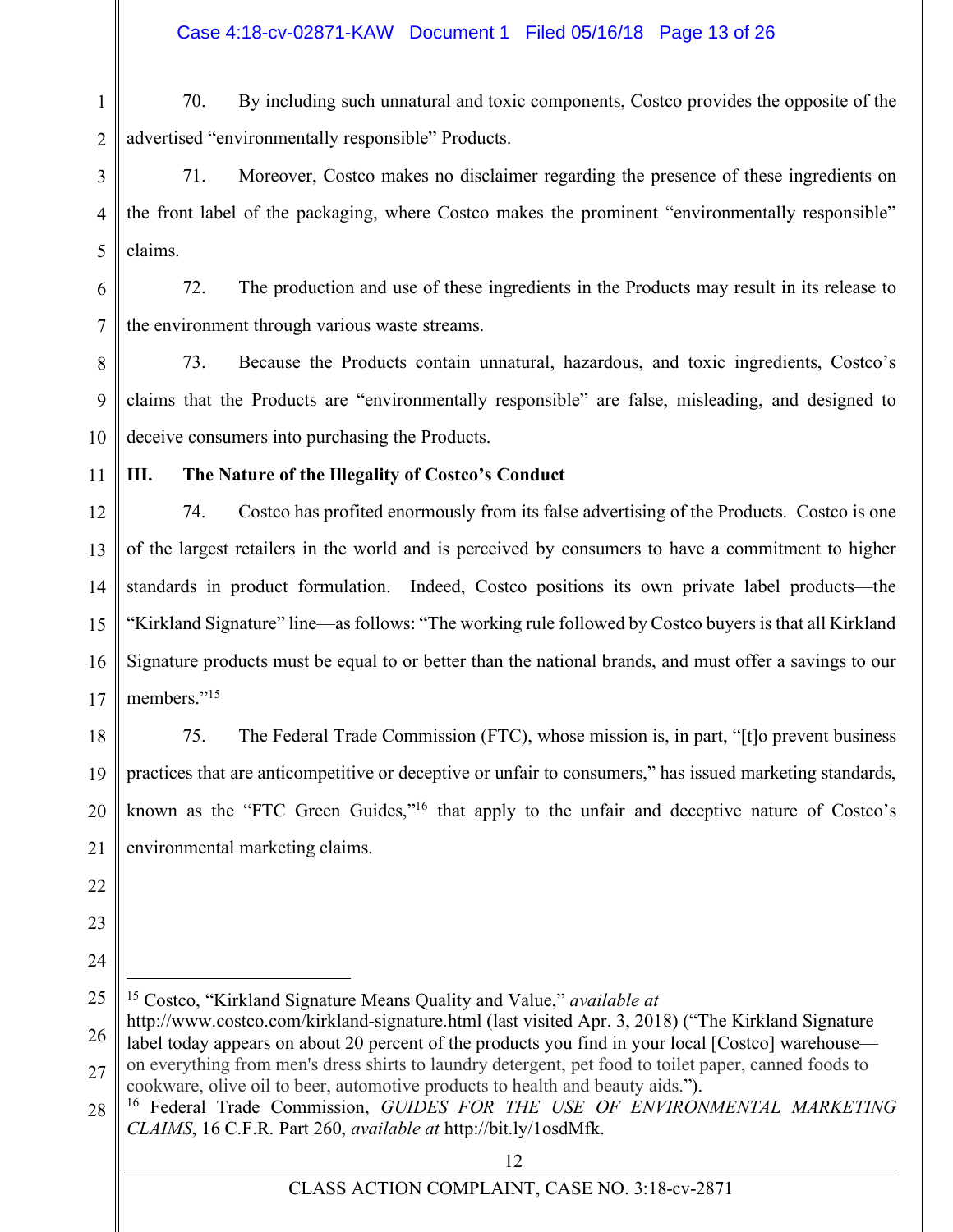70. By including such unnatural and toxic components, Costco provides the opposite of the advertised "environmentally responsible" Products.

71. Moreover, Costco makes no disclaimer regarding the presence of these ingredients on the front label of the packaging, where Costco makes the prominent "environmentally responsible" claims.

72. The production and use of these ingredients in the Products may result in its release to the environment through various waste streams.

73. Because the Products contain unnatural, hazardous, and toxic ingredients, Costco's claims that the Products are "environmentally responsible" are false, misleading, and designed to deceive consumers into purchasing the Products.

## III. The Nature of the Illegality of Costco's Conduct

74. Costco has profited enormously from its false advertising of the Products. Costco is one of the largest retailers in the world and is perceived by consumers to have a commitment to higher standards in product formulation. Indeed, Costco positions its own private label products—the "Kirkland Signature" line—as follows: "The working rule followed by Costco buyers is that all Kirkland Signature products must be equal to or better than the national brands, and must offer a savings to our members."[15]

75. The Federal Trade Commission (FTC), whose mission is, in part, "[t]o prevent business practices that are anticompetitive or deceptive or unfair to consumers," has issued marketing standards, known as the "FTC Green Guides,"[16] that apply to the unfair and deceptive nature of Costco's environmental marketing claims.

---

[15] Costco, "Kirkland Signature Means Quality and Value," *available at* http://www.costco.com/kirkland-signature.html (last visited Apr. 3, 2018) ("The Kirkland Signature label today appears on about 20 percent of the products you find in your local [Costco] warehouse—on everything from men's dress shirts to laundry detergent, pet food to toilet paper, canned foods to cookware, olive oil to beer, automotive products to health and beauty aids.").

[16] Federal Trade Commission, *GUIDES FOR THE USE OF ENVIRONMENTAL MARKETING CLAIMS*, 16 C.F.R. Part 260, *available at* http://bit.ly/1osdMfk.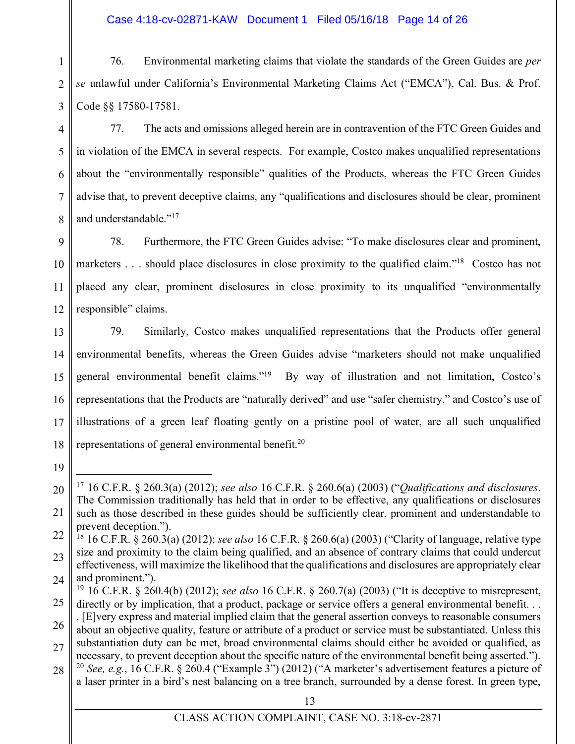76. Environmental marketing claims that violate the standards of the Green Guides are *per se* unlawful under California's Environmental Marketing Claims Act ("EMCA"), Cal. Bus. & Prof. Code §§ 17580-17581.

77. The acts and omissions alleged herein are in contravention of the FTC Green Guides and in violation of the EMCA in several respects. For example, Costco makes unqualified representations about the "environmentally responsible" qualities of the Products, whereas the FTC Green Guides advise that, to prevent deceptive claims, any "qualifications and disclosures should be clear, prominent and understandable."[17]

78. Furthermore, the FTC Green Guides advise: "To make disclosures clear and prominent, marketers . . . should place disclosures in close proximity to the qualified claim."[18] Costco has not placed any clear, prominent disclosures in close proximity to its unqualified "environmentally responsible" claims.

79. Similarly, Costco makes unqualified representations that the Products offer general environmental benefits, whereas the Green Guides advise "marketers should not make unqualified general environmental benefit claims."[19] By way of illustration and not limitation, Costco's representations that the Products are "naturally derived" and use "safer chemistry," and Costco's use of illustrations of a green leaf floating gently on a pristine pool of water, are all such unqualified representations of general environmental benefit.[20]

---

[17] 16 C.F.R. § 260.3(a) (2012); *see also* 16 C.F.R. § 260.6(a) (2003) ("*Qualifications and disclosures*. The Commission traditionally has held that in order to be effective, any qualifications or disclosures such as those described in these guides should be sufficiently clear, prominent and understandable to prevent deception.").

[18] 16 C.F.R. § 260.3(a) (2012); *see also* 16 C.F.R. § 260.6(a) (2003) ("Clarity of language, relative type size and proximity to the claim being qualified, and an absence of contrary claims that could undercut effectiveness, will maximize the likelihood that the qualifications and disclosures are appropriately clear and prominent.").

[19] 16 C.F.R. § 260.4(b) (2012); *see also* 16 C.F.R. § 260.7(a) (2003) ("It is deceptive to misrepresent, directly or by implication, that a product, package or service offers a general environmental benefit. . . . [E]very express and material implied claim that the general assertion conveys to reasonable consumers about an objective quality, feature or attribute of a product or service must be substantiated. Unless this substantiation duty can be met, broad environmental claims should either be avoided or qualified, as necessary, to prevent deception about the specific nature of the environmental benefit being asserted.").

[20] *See, e.g.*, 16 C.F.R. § 260.4 ("Example 3") (2012) ("A marketer's advertisement features a picture of a laser printer in a bird's nest balancing on a tree branch, surrounded by a dense forest. In green type,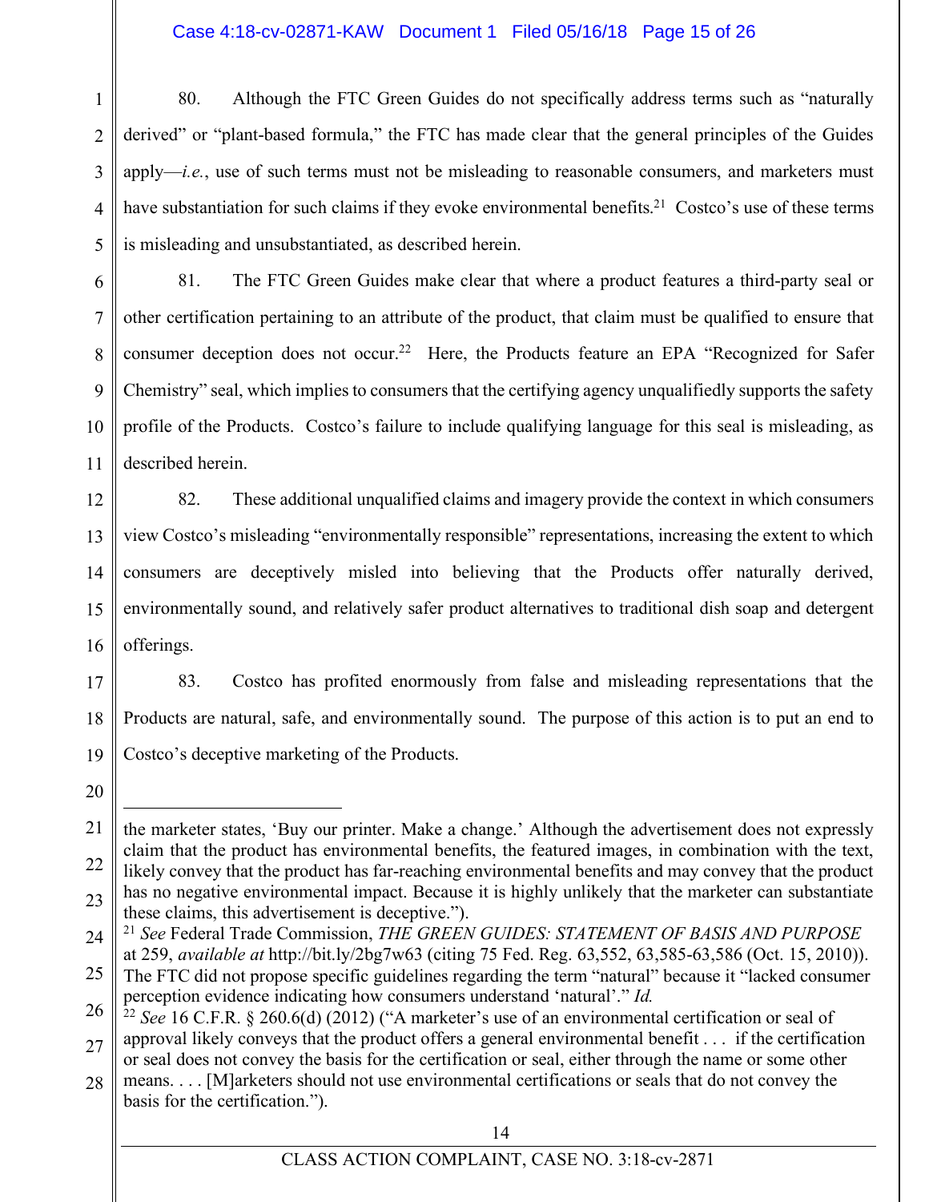80. Although the FTC Green Guides do not specifically address terms such as "naturally derived" or "plant-based formula," the FTC has made clear that the general principles of the Guides apply—*i.e.*, use of such terms must not be misleading to reasonable consumers, and marketers must have substantiation for such claims if they evoke environmental benefits.[21] Costco's use of these terms is misleading and unsubstantiated, as described herein.

81. The FTC Green Guides make clear that where a product features a third-party seal or other certification pertaining to an attribute of the product, that claim must be qualified to ensure that consumer deception does not occur.[22] Here, the Products feature an EPA "Recognized for Safer Chemistry" seal, which implies to consumers that the certifying agency unqualifiedly supports the safety profile of the Products. Costco's failure to include qualifying language for this seal is misleading, as described herein.

82. These additional unqualified claims and imagery provide the context in which consumers view Costco's misleading "environmentally responsible" representations, increasing the extent to which consumers are deceptively misled into believing that the Products offer naturally derived, environmentally sound, and relatively safer product alternatives to traditional dish soap and detergent offerings.

83. Costco has profited enormously from false and misleading representations that the Products are natural, safe, and environmentally sound. The purpose of this action is to put an end to Costco's deceptive marketing of the Products.

---

the marketer states, 'Buy our printer. Make a change.' Although the advertisement does not expressly claim that the product has environmental benefits, the featured images, in combination with the text, likely convey that the product has far-reaching environmental benefits and may convey that the product has no negative environmental impact. Because it is highly unlikely that the marketer can substantiate these claims, this advertisement is deceptive.").

[21] *See* Federal Trade Commission, *THE GREEN GUIDES: STATEMENT OF BASIS AND PURPOSE* at 259, *available at* http://bit.ly/2bg7w63 (citing 75 Fed. Reg. 63,552, 63,585-63,586 (Oct. 15, 2010)). The FTC did not propose specific guidelines regarding the term "natural" because it "lacked consumer perception evidence indicating how consumers understand 'natural'." *Id.*

[22] *See* 16 C.F.R. § 260.6(d) (2012) ("A marketer's use of an environmental certification or seal of approval likely conveys that the product offers a general environmental benefit . . . if the certification or seal does not convey the basis for the certification or seal, either through the name or some other means. . . . [M]arketers should not use environmental certifications or seals that do not convey the basis for the certification.").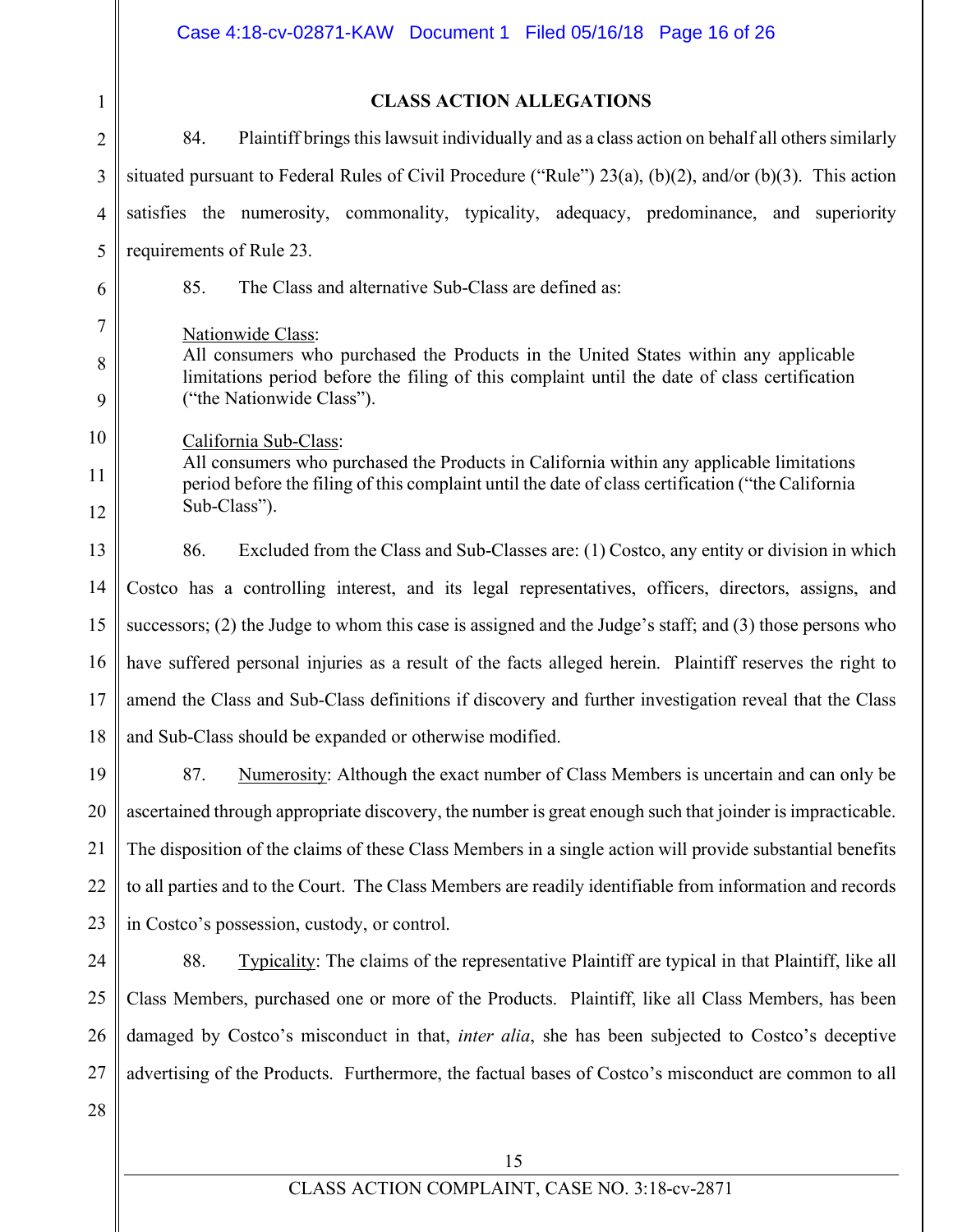## CLASS ACTION ALLEGATIONS

84. Plaintiff brings this lawsuit individually and as a class action on behalf all others similarly situated pursuant to Federal Rules of Civil Procedure ("Rule") 23(a), (b)(2), and/or (b)(3). This action satisfies the numerosity, commonality, typicality, adequacy, predominance, and superiority requirements of Rule 23.

85. The Class and alternative Sub-Class are defined as:

Nationwide Class:
All consumers who purchased the Products in the United States within any applicable limitations period before the filing of this complaint until the date of class certification ("the Nationwide Class").

California Sub-Class:
All consumers who purchased the Products in California within any applicable limitations period before the filing of this complaint until the date of class certification ("the California Sub-Class").

86. Excluded from the Class and Sub-Classes are: (1) Costco, any entity or division in which Costco has a controlling interest, and its legal representatives, officers, directors, assigns, and successors; (2) the Judge to whom this case is assigned and the Judge's staff; and (3) those persons who have suffered personal injuries as a result of the facts alleged herein. Plaintiff reserves the right to amend the Class and Sub-Class definitions if discovery and further investigation reveal that the Class and Sub-Class should be expanded or otherwise modified.

87. Numerosity: Although the exact number of Class Members is uncertain and can only be ascertained through appropriate discovery, the number is great enough such that joinder is impracticable. The disposition of the claims of these Class Members in a single action will provide substantial benefits to all parties and to the Court. The Class Members are readily identifiable from information and records in Costco's possession, custody, or control.

88. Typicality: The claims of the representative Plaintiff are typical in that Plaintiff, like all Class Members, purchased one or more of the Products. Plaintiff, like all Class Members, has been damaged by Costco's misconduct in that, *inter alia*, she has been subjected to Costco's deceptive advertising of the Products. Furthermore, the factual bases of Costco's misconduct are common to all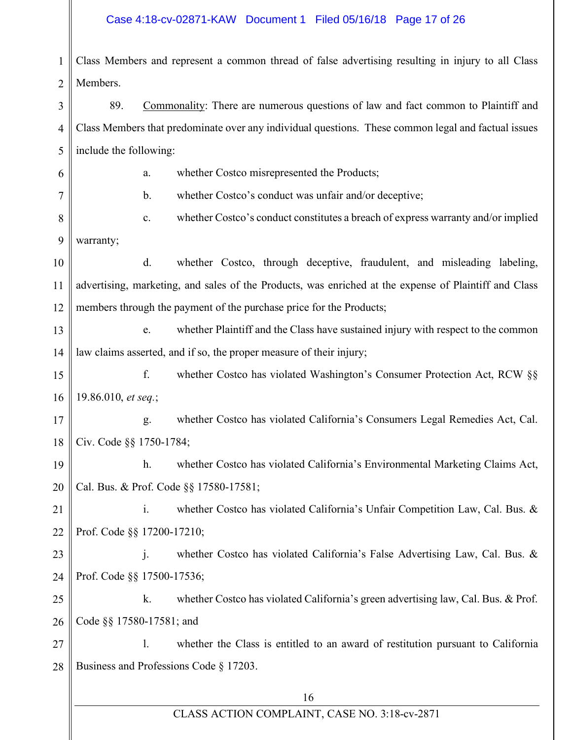Class Members and represent a common thread of false advertising resulting in injury to all Class Members.

89. Commonality: There are numerous questions of law and fact common to Plaintiff and Class Members that predominate over any individual questions. These common legal and factual issues include the following:

a. whether Costco misrepresented the Products;

b. whether Costco's conduct was unfair and/or deceptive;

c. whether Costco's conduct constitutes a breach of express warranty and/or implied warranty;

d. whether Costco, through deceptive, fraudulent, and misleading labeling, advertising, marketing, and sales of the Products, was enriched at the expense of Plaintiff and Class members through the payment of the purchase price for the Products;

e. whether Plaintiff and the Class have sustained injury with respect to the common law claims asserted, and if so, the proper measure of their injury;

f. whether Costco has violated Washington's Consumer Protection Act, RCW §§ 19.86.010, *et seq.*;

g. whether Costco has violated California's Consumers Legal Remedies Act, Cal. Civ. Code §§ 1750-1784;

h. whether Costco has violated California's Environmental Marketing Claims Act, Cal. Bus. & Prof. Code §§ 17580-17581;

i. whether Costco has violated California's Unfair Competition Law, Cal. Bus. & Prof. Code §§ 17200-17210;

j. whether Costco has violated California's False Advertising Law, Cal. Bus. & Prof. Code §§ 17500-17536;

k. whether Costco has violated California's green advertising law, Cal. Bus. & Prof. Code §§ 17580-17581; and

l. whether the Class is entitled to an award of restitution pursuant to California Business and Professions Code § 17203.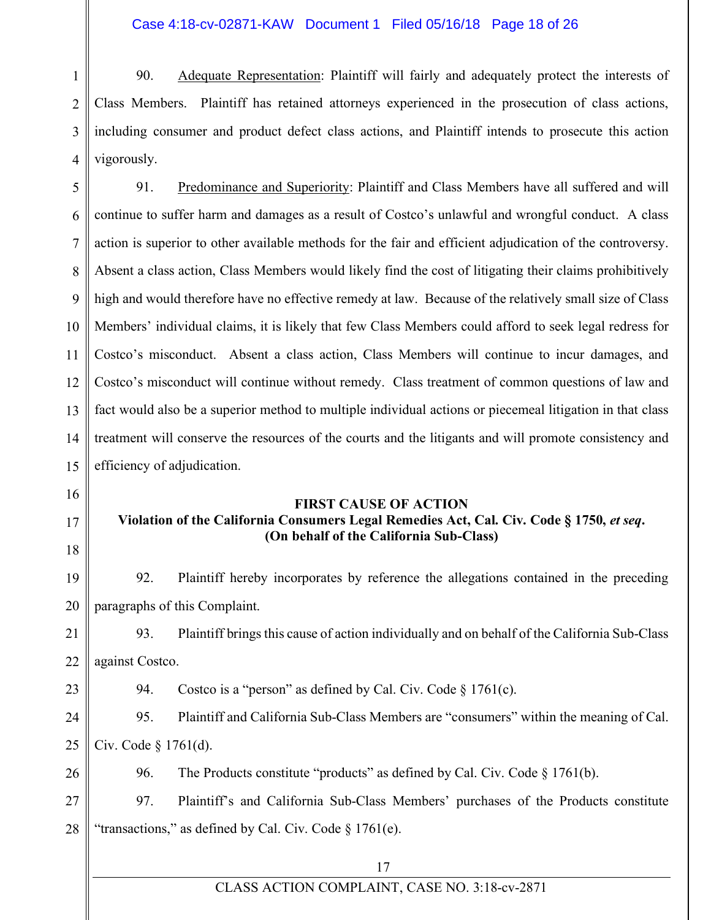90. Adequate Representation: Plaintiff will fairly and adequately protect the interests of Class Members. Plaintiff has retained attorneys experienced in the prosecution of class actions, including consumer and product defect class actions, and Plaintiff intends to prosecute this action vigorously.

91. Predominance and Superiority: Plaintiff and Class Members have all suffered and will continue to suffer harm and damages as a result of Costco's unlawful and wrongful conduct. A class action is superior to other available methods for the fair and efficient adjudication of the controversy. Absent a class action, Class Members would likely find the cost of litigating their claims prohibitively high and would therefore have no effective remedy at law. Because of the relatively small size of Class Members' individual claims, it is likely that few Class Members could afford to seek legal redress for Costco's misconduct. Absent a class action, Class Members will continue to incur damages, and Costco's misconduct will continue without remedy. Class treatment of common questions of law and fact would also be a superior method to multiple individual actions or piecemeal litigation in that class treatment will conserve the resources of the courts and the litigants and will promote consistency and efficiency of adjudication.

## FIRST CAUSE OF ACTION
### Violation of the California Consumers Legal Remedies Act, Cal. Civ. Code § 1750, *et seq*.
### (On behalf of the California Sub-Class)

92. Plaintiff hereby incorporates by reference the allegations contained in the preceding paragraphs of this Complaint.

93. Plaintiff brings this cause of action individually and on behalf of the California Sub-Class against Costco.

94. Costco is a "person" as defined by Cal. Civ. Code § 1761(c).

95. Plaintiff and California Sub-Class Members are "consumers" within the meaning of Cal. Civ. Code § 1761(d).

96. The Products constitute "products" as defined by Cal. Civ. Code § 1761(b).

97. Plaintiff's and California Sub-Class Members' purchases of the Products constitute "transactions," as defined by Cal. Civ. Code § 1761(e).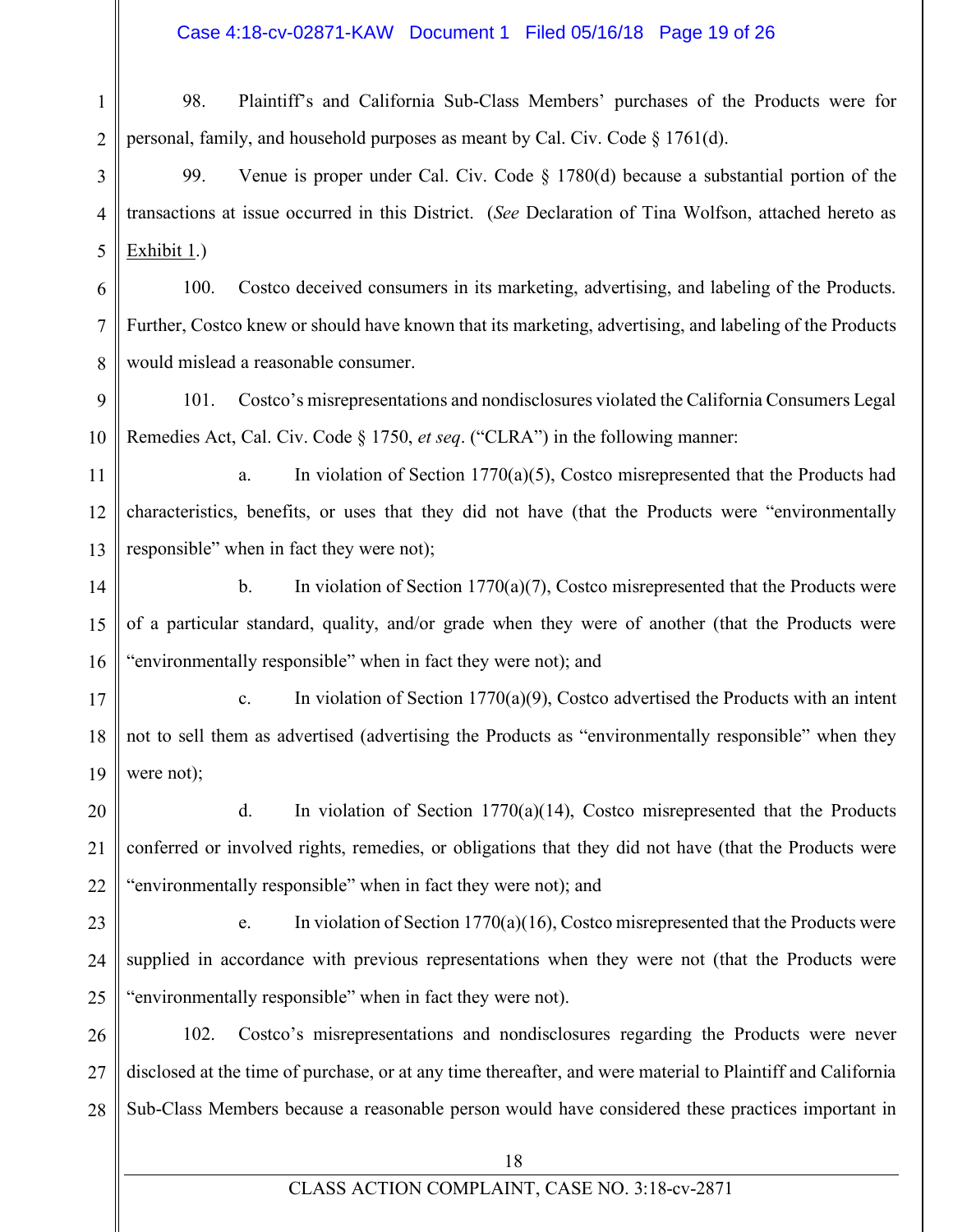98. Plaintiff's and California Sub-Class Members' purchases of the Products were for personal, family, and household purposes as meant by Cal. Civ. Code § 1761(d).

99. Venue is proper under Cal. Civ. Code § 1780(d) because a substantial portion of the transactions at issue occurred in this District. (*See* Declaration of Tina Wolfson, attached hereto as Exhibit 1.)

100. Costco deceived consumers in its marketing, advertising, and labeling of the Products. Further, Costco knew or should have known that its marketing, advertising, and labeling of the Products would mislead a reasonable consumer.

101. Costco's misrepresentations and nondisclosures violated the California Consumers Legal Remedies Act, Cal. Civ. Code § 1750, *et seq*. ("CLRA") in the following manner:

a. In violation of Section 1770(a)(5), Costco misrepresented that the Products had characteristics, benefits, or uses that they did not have (that the Products were "environmentally responsible" when in fact they were not);

b. In violation of Section 1770(a)(7), Costco misrepresented that the Products were of a particular standard, quality, and/or grade when they were of another (that the Products were "environmentally responsible" when in fact they were not); and

c. In violation of Section 1770(a)(9), Costco advertised the Products with an intent not to sell them as advertised (advertising the Products as "environmentally responsible" when they were not);

d. In violation of Section 1770(a)(14), Costco misrepresented that the Products conferred or involved rights, remedies, or obligations that they did not have (that the Products were "environmentally responsible" when in fact they were not); and

e. In violation of Section 1770(a)(16), Costco misrepresented that the Products were supplied in accordance with previous representations when they were not (that the Products were "environmentally responsible" when in fact they were not).

102. Costco's misrepresentations and nondisclosures regarding the Products were never disclosed at the time of purchase, or at any time thereafter, and were material to Plaintiff and California Sub-Class Members because a reasonable person would have considered these practices important in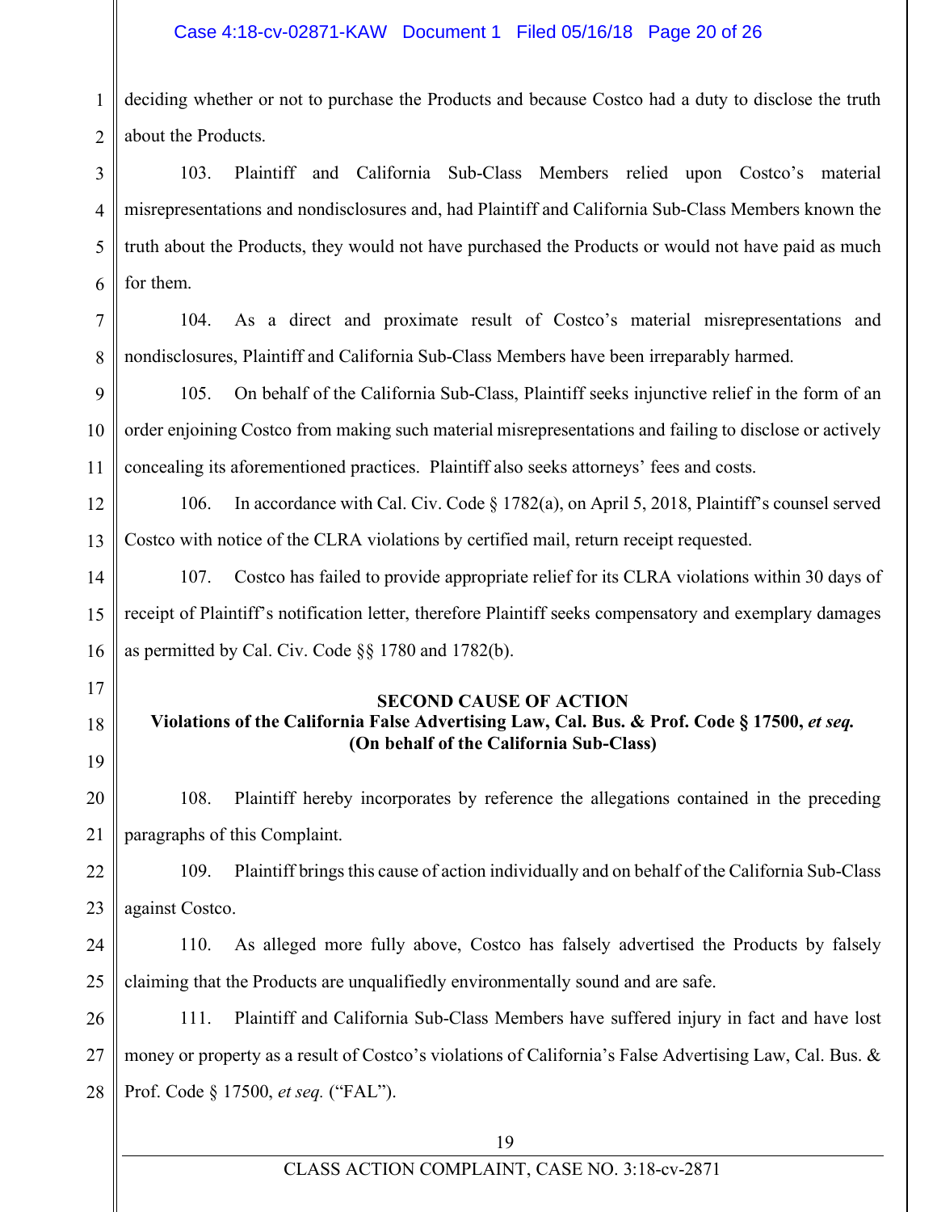deciding whether or not to purchase the Products and because Costco had a duty to disclose the truth about the Products.

103. Plaintiff and California Sub-Class Members relied upon Costco's material misrepresentations and nondisclosures and, had Plaintiff and California Sub-Class Members known the truth about the Products, they would not have purchased the Products or would not have paid as much for them.

104. As a direct and proximate result of Costco's material misrepresentations and nondisclosures, Plaintiff and California Sub-Class Members have been irreparably harmed.

105. On behalf of the California Sub-Class, Plaintiff seeks injunctive relief in the form of an order enjoining Costco from making such material misrepresentations and failing to disclose or actively concealing its aforementioned practices. Plaintiff also seeks attorneys' fees and costs.

106. In accordance with Cal. Civ. Code § 1782(a), on April 5, 2018, Plaintiff's counsel served Costco with notice of the CLRA violations by certified mail, return receipt requested.

107. Costco has failed to provide appropriate relief for its CLRA violations within 30 days of receipt of Plaintiff's notification letter, therefore Plaintiff seeks compensatory and exemplary damages as permitted by Cal. Civ. Code §§ 1780 and 1782(b).

**SECOND CAUSE OF ACTION**
**Violations of the California False Advertising Law, Cal. Bus. & Prof. Code § 17500, *et seq.***
**(On behalf of the California Sub-Class)**

108. Plaintiff hereby incorporates by reference the allegations contained in the preceding paragraphs of this Complaint.

109. Plaintiff brings this cause of action individually and on behalf of the California Sub-Class against Costco.

110. As alleged more fully above, Costco has falsely advertised the Products by falsely claiming that the Products are unqualifiedly environmentally sound and are safe.

111. Plaintiff and California Sub-Class Members have suffered injury in fact and have lost money or property as a result of Costco's violations of California's False Advertising Law, Cal. Bus. & Prof. Code § 17500, *et seq.* ("FAL").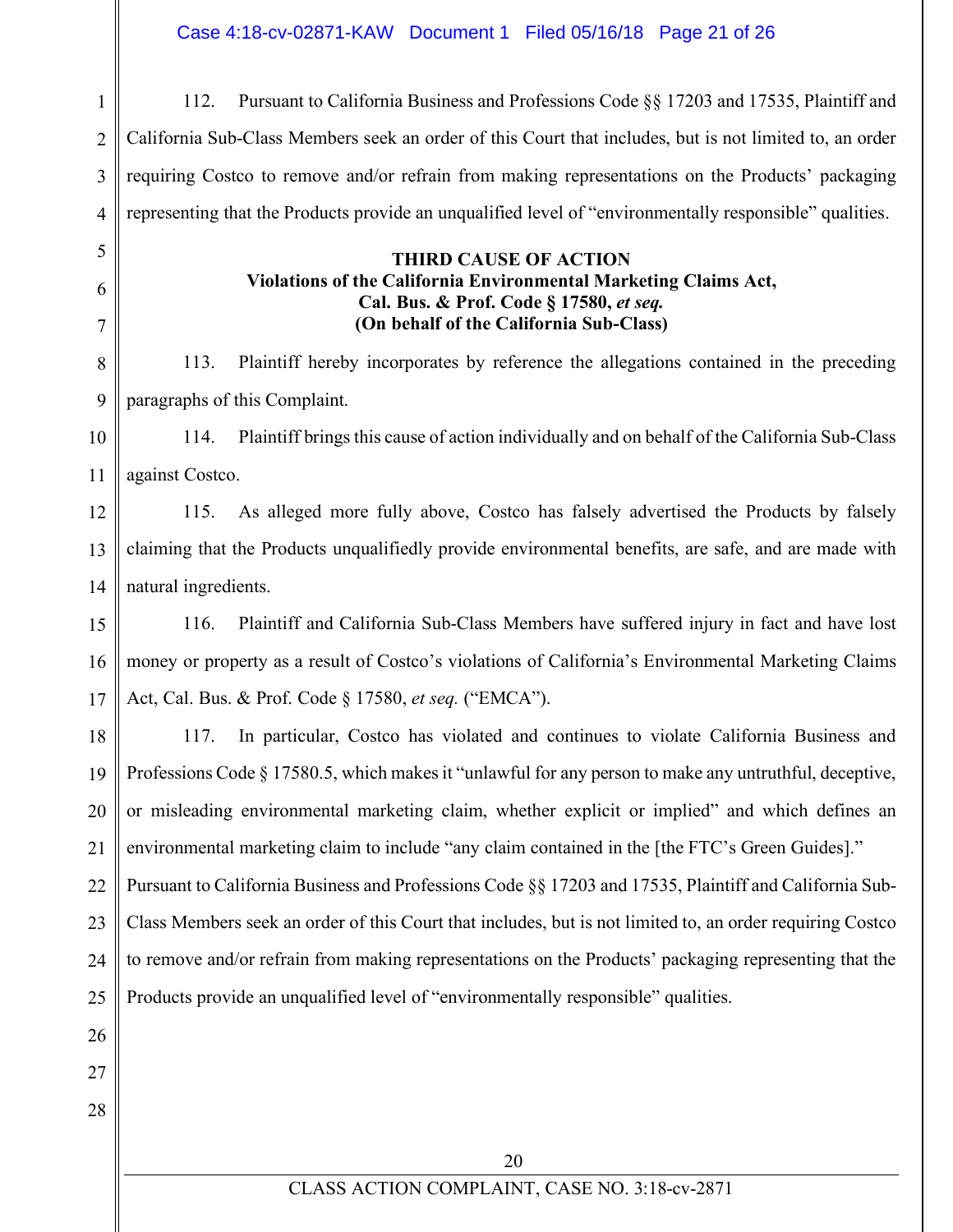112. Pursuant to California Business and Professions Code §§ 17203 and 17535, Plaintiff and California Sub-Class Members seek an order of this Court that includes, but is not limited to, an order requiring Costco to remove and/or refrain from making representations on the Products' packaging representing that the Products provide an unqualified level of "environmentally responsible" qualities.

**THIRD CAUSE OF ACTION**
**Violations of the California Environmental Marketing Claims Act,**
**Cal. Bus. & Prof. Code § 17580, *et seq.***
**(On behalf of the California Sub-Class)**

113. Plaintiff hereby incorporates by reference the allegations contained in the preceding paragraphs of this Complaint.

114. Plaintiff brings this cause of action individually and on behalf of the California Sub-Class against Costco.

115. As alleged more fully above, Costco has falsely advertised the Products by falsely claiming that the Products unqualifiedly provide environmental benefits, are safe, and are made with natural ingredients.

116. Plaintiff and California Sub-Class Members have suffered injury in fact and have lost money or property as a result of Costco's violations of California's Environmental Marketing Claims Act, Cal. Bus. & Prof. Code § 17580, *et seq.* ("EMCA").

117. In particular, Costco has violated and continues to violate California Business and Professions Code § 17580.5, which makes it "unlawful for any person to make any untruthful, deceptive, or misleading environmental marketing claim, whether explicit or implied" and which defines an environmental marketing claim to include "any claim contained in the [the FTC's Green Guides]." Pursuant to California Business and Professions Code §§ 17203 and 17535, Plaintiff and California Sub-Class Members seek an order of this Court that includes, but is not limited to, an order requiring Costco to remove and/or refrain from making representations on the Products' packaging representing that the Products provide an unqualified level of "environmentally responsible" qualities.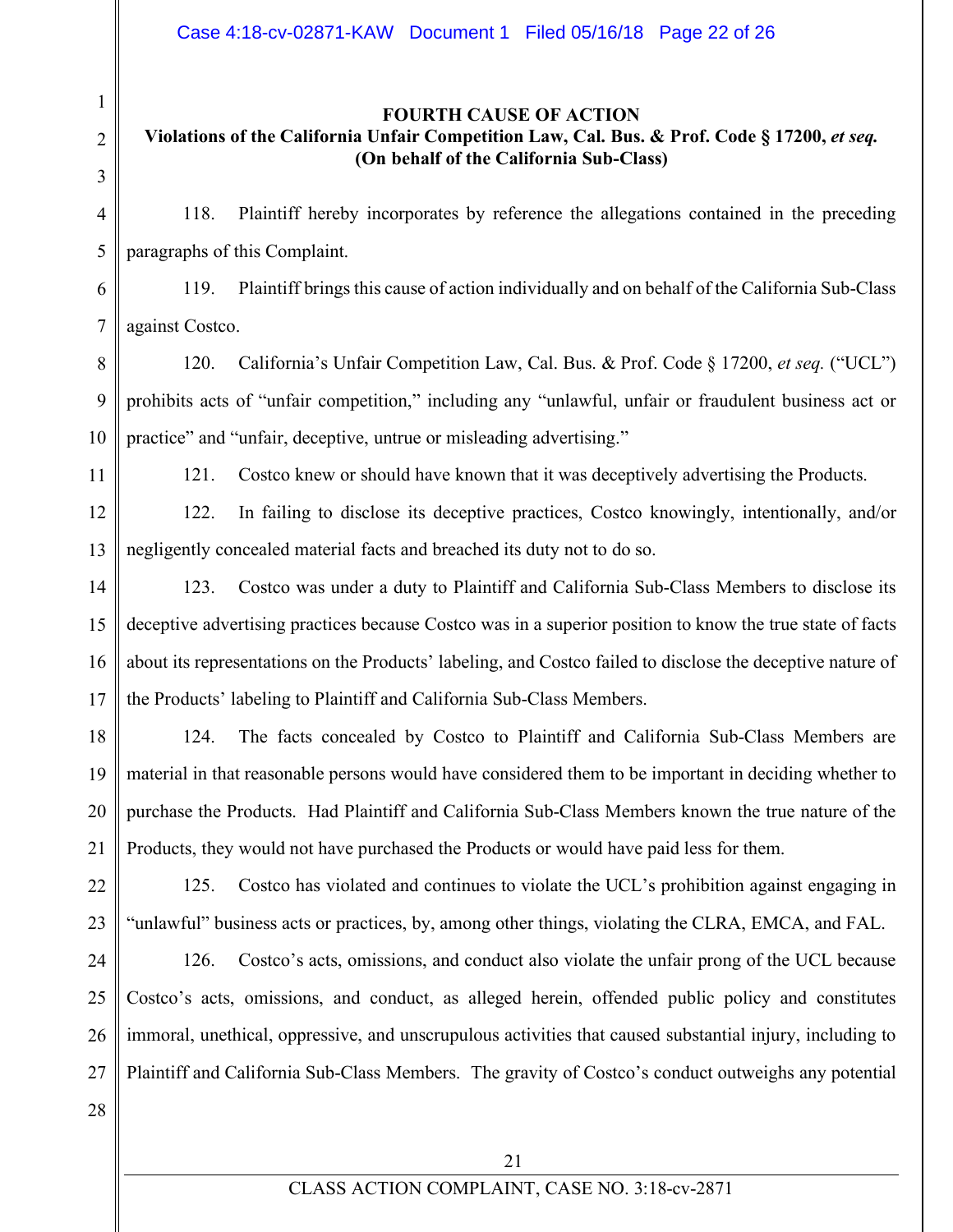**FOURTH CAUSE OF ACTION**

**Violations of the California Unfair Competition Law, Cal. Bus. & Prof. Code § 17200, *et seq.***

**(On behalf of the California Sub-Class)**

118. Plaintiff hereby incorporates by reference the allegations contained in the preceding paragraphs of this Complaint.

119. Plaintiff brings this cause of action individually and on behalf of the California Sub-Class against Costco.

120. California's Unfair Competition Law, Cal. Bus. & Prof. Code § 17200, *et seq.* ("UCL") prohibits acts of "unfair competition," including any "unlawful, unfair or fraudulent business act or practice" and "unfair, deceptive, untrue or misleading advertising."

121. Costco knew or should have known that it was deceptively advertising the Products.

122. In failing to disclose its deceptive practices, Costco knowingly, intentionally, and/or negligently concealed material facts and breached its duty not to do so.

123. Costco was under a duty to Plaintiff and California Sub-Class Members to disclose its deceptive advertising practices because Costco was in a superior position to know the true state of facts about its representations on the Products' labeling, and Costco failed to disclose the deceptive nature of the Products' labeling to Plaintiff and California Sub-Class Members.

124. The facts concealed by Costco to Plaintiff and California Sub-Class Members are material in that reasonable persons would have considered them to be important in deciding whether to purchase the Products. Had Plaintiff and California Sub-Class Members known the true nature of the Products, they would not have purchased the Products or would have paid less for them.

125. Costco has violated and continues to violate the UCL's prohibition against engaging in "unlawful" business acts or practices, by, among other things, violating the CLRA, EMCA, and FAL.

126. Costco's acts, omissions, and conduct also violate the unfair prong of the UCL because Costco's acts, omissions, and conduct, as alleged herein, offended public policy and constitutes immoral, unethical, oppressive, and unscrupulous activities that caused substantial injury, including to Plaintiff and California Sub-Class Members. The gravity of Costco's conduct outweighs any potential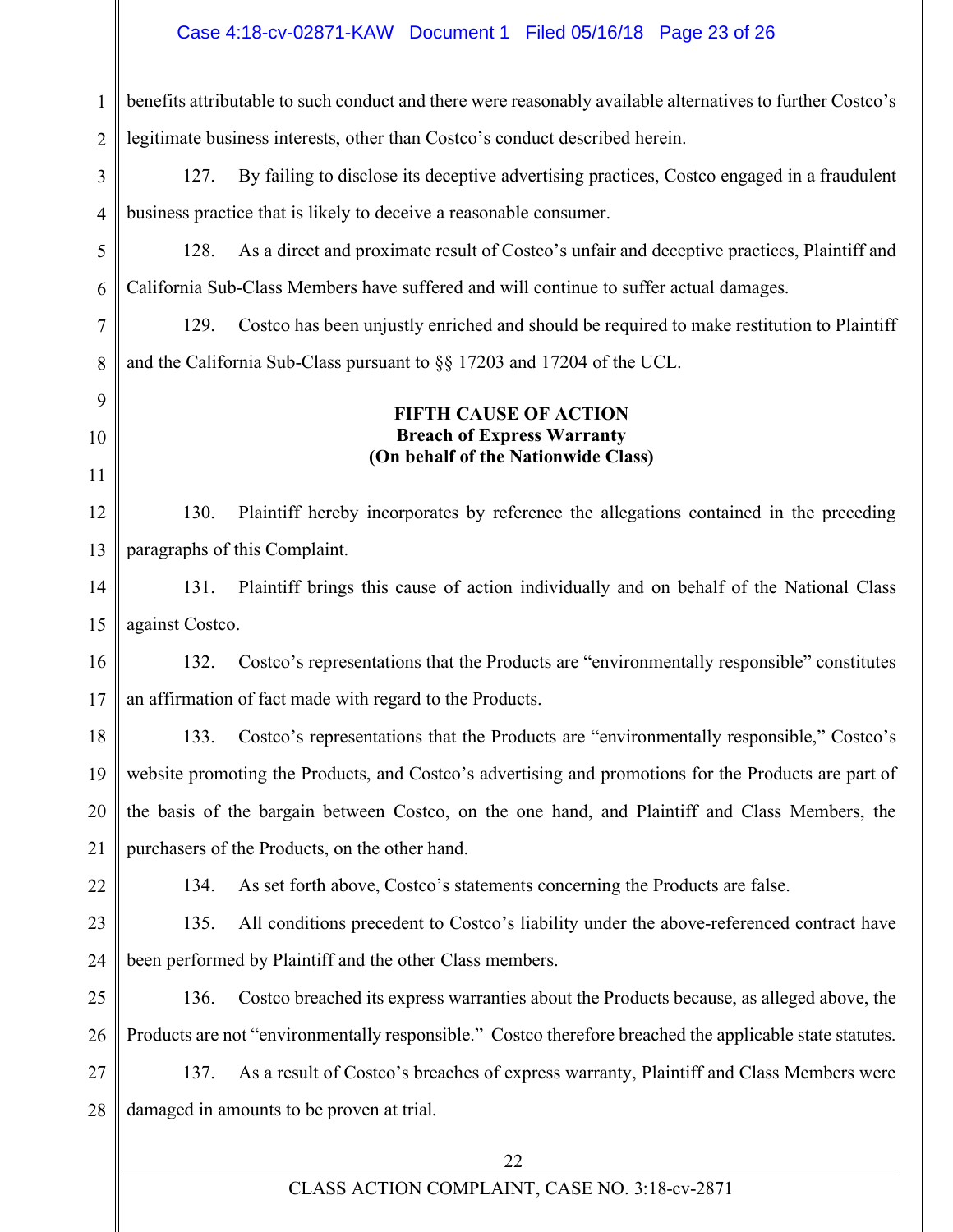benefits attributable to such conduct and there were reasonably available alternatives to further Costco's legitimate business interests, other than Costco's conduct described herein.

127. By failing to disclose its deceptive advertising practices, Costco engaged in a fraudulent business practice that is likely to deceive a reasonable consumer.

128. As a direct and proximate result of Costco's unfair and deceptive practices, Plaintiff and California Sub-Class Members have suffered and will continue to suffer actual damages.

129. Costco has been unjustly enriched and should be required to make restitution to Plaintiff and the California Sub-Class pursuant to §§ 17203 and 17204 of the UCL.

**FIFTH CAUSE OF ACTION**
**Breach of Express Warranty**
**(On behalf of the Nationwide Class)**

130. Plaintiff hereby incorporates by reference the allegations contained in the preceding paragraphs of this Complaint.

131. Plaintiff brings this cause of action individually and on behalf of the National Class against Costco.

132. Costco's representations that the Products are "environmentally responsible" constitutes an affirmation of fact made with regard to the Products.

133. Costco's representations that the Products are "environmentally responsible," Costco's website promoting the Products, and Costco's advertising and promotions for the Products are part of the basis of the bargain between Costco, on the one hand, and Plaintiff and Class Members, the purchasers of the Products, on the other hand.

134. As set forth above, Costco's statements concerning the Products are false.

135. All conditions precedent to Costco's liability under the above-referenced contract have been performed by Plaintiff and the other Class members.

136. Costco breached its express warranties about the Products because, as alleged above, the Products are not "environmentally responsible." Costco therefore breached the applicable state statutes.

137. As a result of Costco's breaches of express warranty, Plaintiff and Class Members were damaged in amounts to be proven at trial.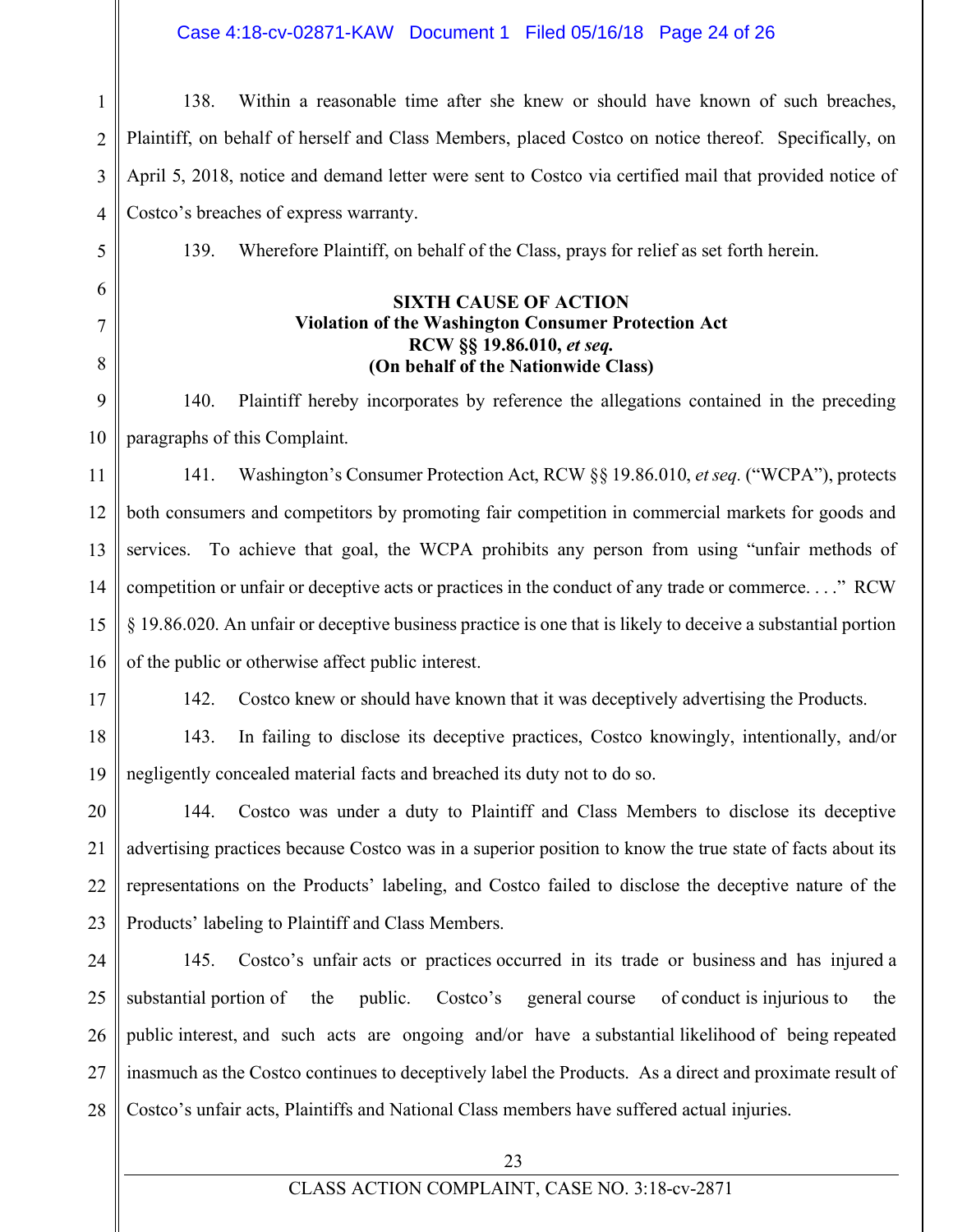138. Within a reasonable time after she knew or should have known of such breaches, Plaintiff, on behalf of herself and Class Members, placed Costco on notice thereof. Specifically, on April 5, 2018, notice and demand letter were sent to Costco via certified mail that provided notice of Costco's breaches of express warranty.

139. Wherefore Plaintiff, on behalf of the Class, prays for relief as set forth herein.

**SIXTH CAUSE OF ACTION**
**Violation of the Washington Consumer Protection Act**
**RCW §§ 19.86.010, *et seq.***
**(On behalf of the Nationwide Class)**

140. Plaintiff hereby incorporates by reference the allegations contained in the preceding paragraphs of this Complaint.

141. Washington's Consumer Protection Act, RCW §§ 19.86.010, *et seq.* ("WCPA"), protects both consumers and competitors by promoting fair competition in commercial markets for goods and services. To achieve that goal, the WCPA prohibits any person from using "unfair methods of competition or unfair or deceptive acts or practices in the conduct of any trade or commerce. . . ." RCW § 19.86.020. An unfair or deceptive business practice is one that is likely to deceive a substantial portion of the public or otherwise affect public interest.

142. Costco knew or should have known that it was deceptively advertising the Products.

143. In failing to disclose its deceptive practices, Costco knowingly, intentionally, and/or negligently concealed material facts and breached its duty not to do so.

144. Costco was under a duty to Plaintiff and Class Members to disclose its deceptive advertising practices because Costco was in a superior position to know the true state of facts about its representations on the Products' labeling, and Costco failed to disclose the deceptive nature of the Products' labeling to Plaintiff and Class Members.

145. Costco's unfair acts or practices occurred in its trade or business and has injured a substantial portion of the public. Costco's general course of conduct is injurious to the public interest, and such acts are ongoing and/or have a substantial likelihood of being repeated inasmuch as the Costco continues to deceptively label the Products. As a direct and proximate result of Costco's unfair acts, Plaintiffs and National Class members have suffered actual injuries.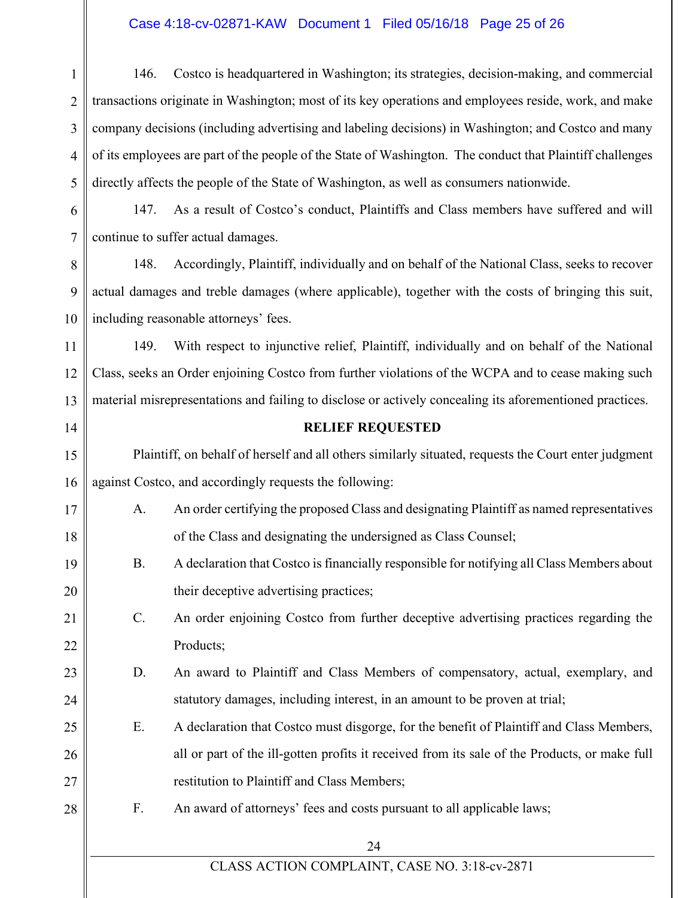146. Costco is headquartered in Washington; its strategies, decision-making, and commercial transactions originate in Washington; most of its key operations and employees reside, work, and make company decisions (including advertising and labeling decisions) in Washington; and Costco and many of its employees are part of the people of the State of Washington. The conduct that Plaintiff challenges directly affects the people of the State of Washington, as well as consumers nationwide.

147. As a result of Costco's conduct, Plaintiffs and Class members have suffered and will continue to suffer actual damages.

148. Accordingly, Plaintiff, individually and on behalf of the National Class, seeks to recover actual damages and treble damages (where applicable), together with the costs of bringing this suit, including reasonable attorneys' fees.

149. With respect to injunctive relief, Plaintiff, individually and on behalf of the National Class, seeks an Order enjoining Costco from further violations of the WCPA and to cease making such material misrepresentations and failing to disclose or actively concealing its aforementioned practices.

**RELIEF REQUESTED**

Plaintiff, on behalf of herself and all others similarly situated, requests the Court enter judgment against Costco, and accordingly requests the following:

A. An order certifying the proposed Class and designating Plaintiff as named representatives of the Class and designating the undersigned as Class Counsel;

B. A declaration that Costco is financially responsible for notifying all Class Members about their deceptive advertising practices;

C. An order enjoining Costco from further deceptive advertising practices regarding the Products;

D. An award to Plaintiff and Class Members of compensatory, actual, exemplary, and statutory damages, including interest, in an amount to be proven at trial;

E. A declaration that Costco must disgorge, for the benefit of Plaintiff and Class Members, all or part of the ill-gotten profits it received from its sale of the Products, or make full restitution to Plaintiff and Class Members;

F. An award of attorneys' fees and costs pursuant to all applicable laws;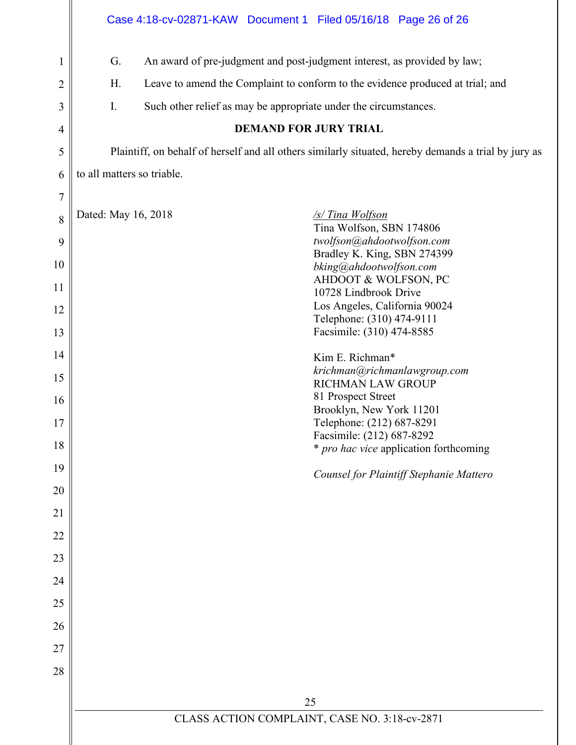G. An award of pre-judgment and post-judgment interest, as provided by law;

H. Leave to amend the Complaint to conform to the evidence produced at trial; and

I. Such other relief as may be appropriate under the circumstances.

**DEMAND FOR JURY TRIAL**

Plaintiff, on behalf of herself and all others similarly situated, hereby demands a trial by jury as to all matters so triable.

Dated: May 16, 2018

/s/ Tina Wolfson
Tina Wolfson, SBN 174806
*twolfson@ahdootwolfson.com*
Bradley K. King, SBN 274399
*bking@ahdootwolfson.com*
AHDOOT & WOLFSON, PC
10728 Lindbrook Drive
Los Angeles, California 90024
Telephone: (310) 474-9111
Facsimile: (310) 474-8585

Kim E. Richman*
*krichman@richmanlawgroup.com*
RICHMAN LAW GROUP
81 Prospect Street
Brooklyn, New York 11201
Telephone: (212) 687-8291
Facsimile: (212) 687-8292
* *pro hac vice* application forthcoming

*Counsel for Plaintiff Stephanie Mattero*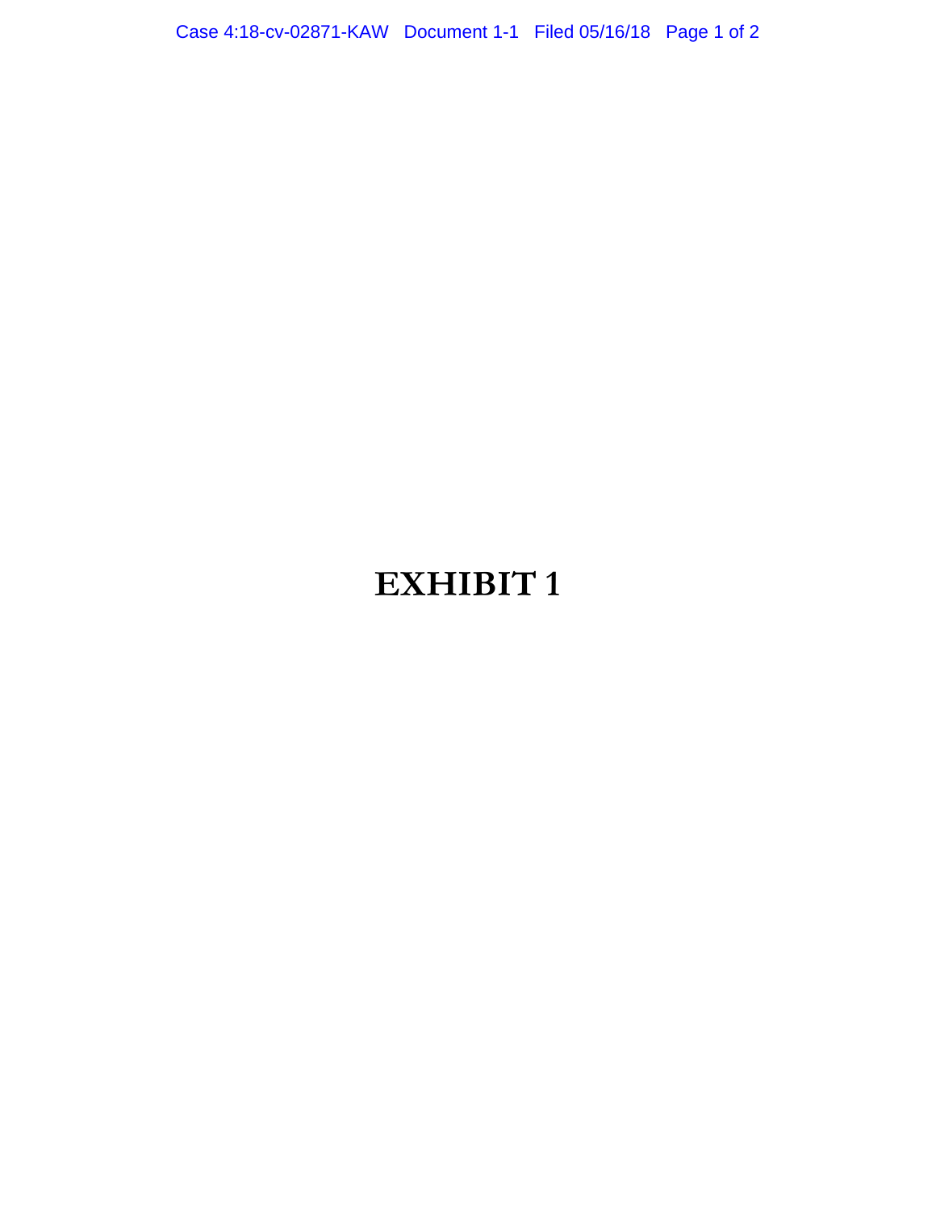# EXHIBIT 1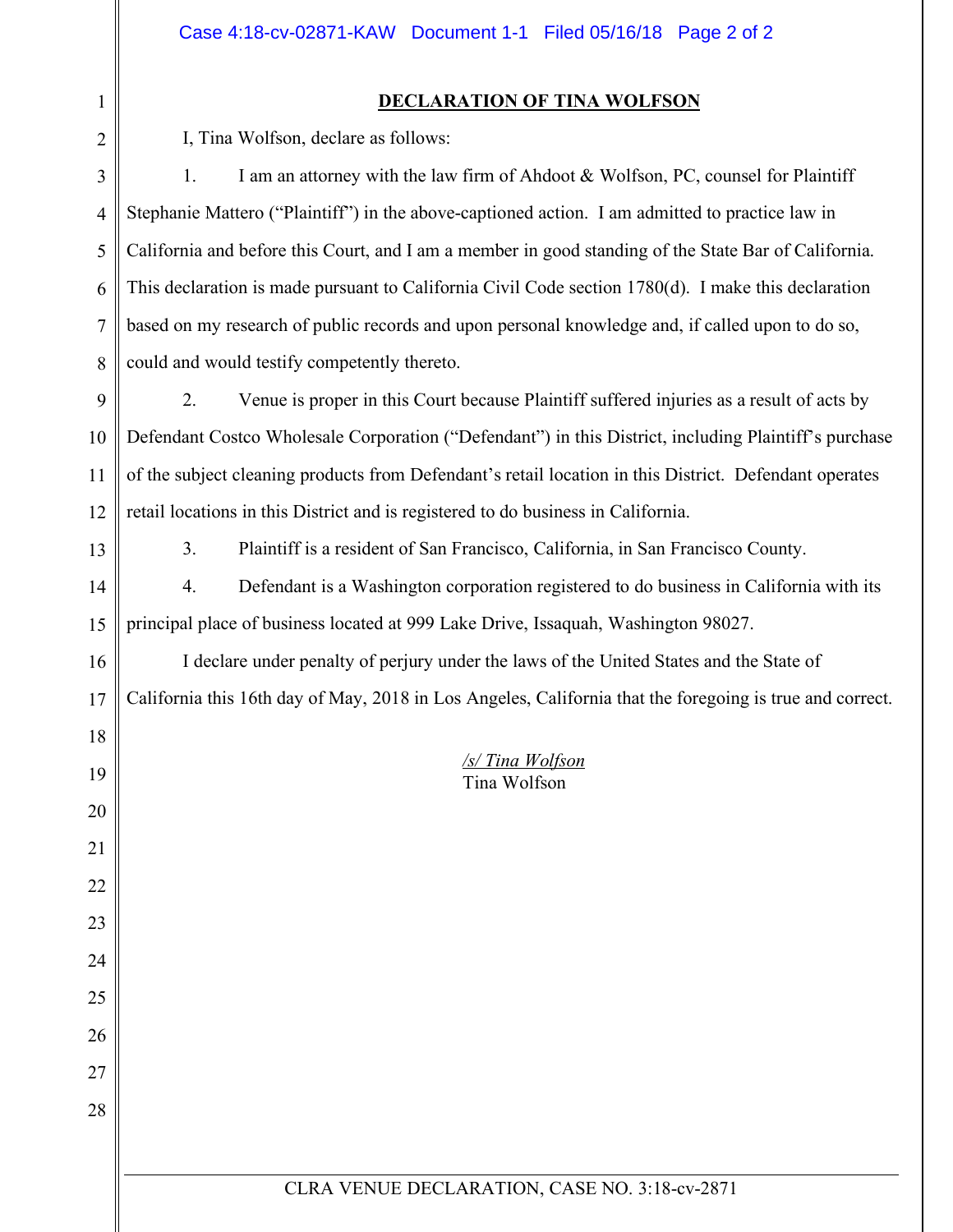# DECLARATION OF TINA WOLFSON

I, Tina Wolfson, declare as follows:

1. I am an attorney with the law firm of Ahdoot & Wolfson, PC, counsel for Plaintiff Stephanie Mattero ("Plaintiff") in the above-captioned action. I am admitted to practice law in California and before this Court, and I am a member in good standing of the State Bar of California. This declaration is made pursuant to California Civil Code section 1780(d). I make this declaration based on my research of public records and upon personal knowledge and, if called upon to do so, could and would testify competently thereto.

2. Venue is proper in this Court because Plaintiff suffered injuries as a result of acts by Defendant Costco Wholesale Corporation ("Defendant") in this District, including Plaintiff's purchase of the subject cleaning products from Defendant's retail location in this District. Defendant operates retail locations in this District and is registered to do business in California.

3. Plaintiff is a resident of San Francisco, California, in San Francisco County.

4. Defendant is a Washington corporation registered to do business in California with its principal place of business located at 999 Lake Drive, Issaquah, Washington 98027.

I declare under penalty of perjury under the laws of the United States and the State of California this 16th day of May, 2018 in Los Angeles, California that the foregoing is true and correct.

*/s/ Tina Wolfson*
Tina Wolfson

CLRA VENUE DECLARATION, CASE NO. 3:18-cv-2871